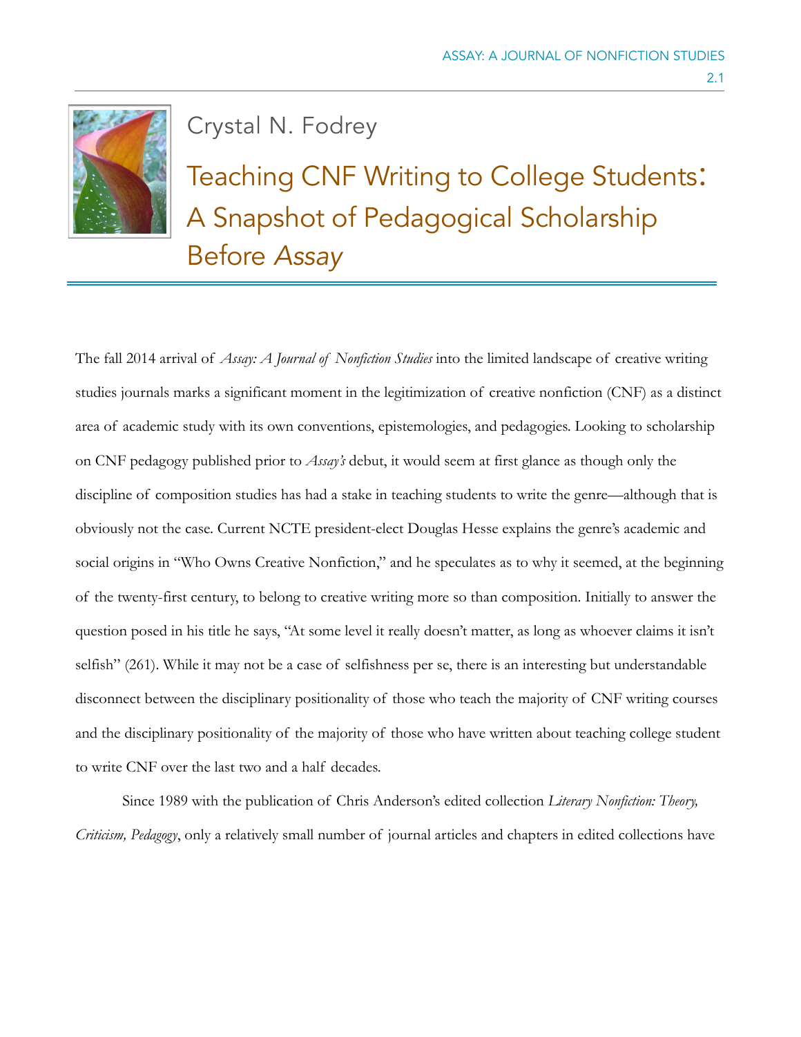Crystal N. Fodrey

# Teaching CNF Writing to College Students: A Snapshot of Pedagogical Scholarship Before *Assay*

The fall 2014 arrival of *Assay: A Journal of Nonfiction Studies* into the limited landscape of creative writing studies journals marks a significant moment in the legitimization of creative nonfiction (CNF) as a distinct area of academic study with its own conventions, epistemologies, and pedagogies. Looking to scholarship on CNF pedagogy published prior to *Assay's* debut, it would seem at first glance as though only the discipline of composition studies has had a stake in teaching students to write the genre—although that is obviously not the case. Current NCTE president-elect Douglas Hesse explains the genre's academic and social origins in "Who Owns Creative Nonfiction," and he speculates as to why it seemed, at the beginning of the twenty-first century, to belong to creative writing more so than composition. Initially to answer the question posed in his title he says, "At some level it really doesn't matter, as long as whoever claims it isn't selfish" (261). While it may not be a case of selfishness per se, there is an interesting but understandable disconnect between the disciplinary positionality of those who teach the majority of CNF writing courses and the disciplinary positionality of the majority of those who have written about teaching college student to write CNF over the last two and a half decades.

Since 1989 with the publication of Chris Anderson's edited collection *Literary Nonfiction: Theory, Criticism, Pedagogy*, only a relatively small number of journal articles and chapters in edited collections have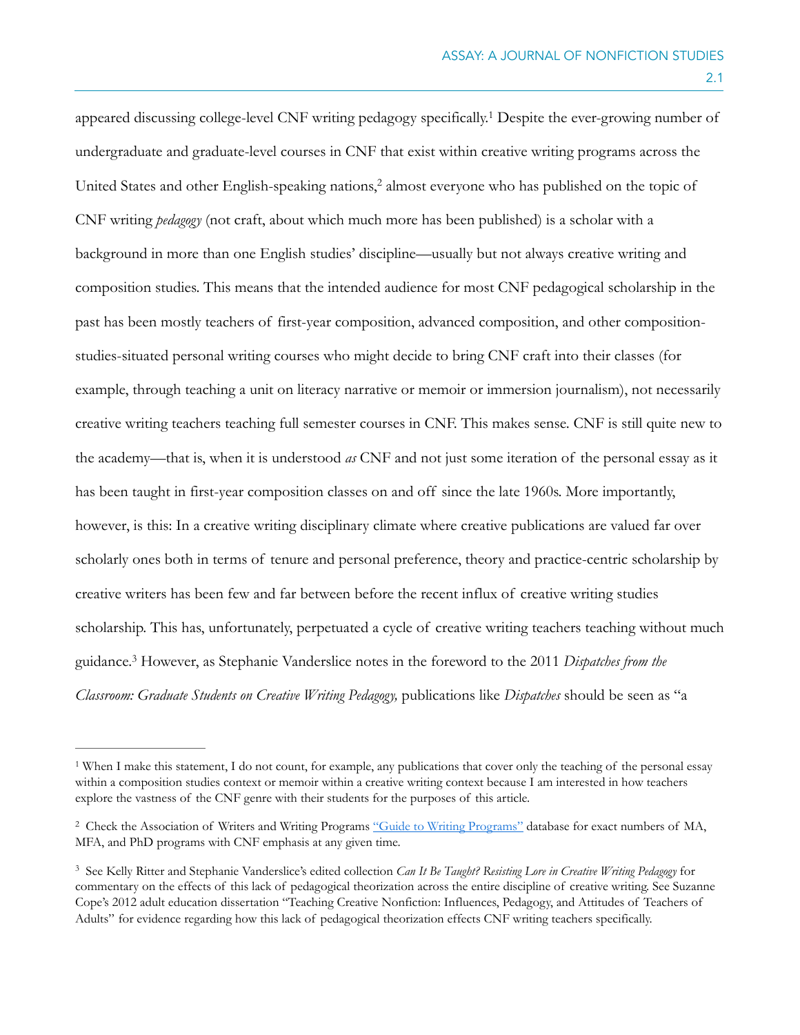appeared discussing college-level CNF writing pedagogy specifically.[1] Despite the ever-growing number of undergraduate and graduate-level courses in CNF that exist within creative writing programs across the United States and other English-speaking nations,[2] almost everyone who has published on the topic of CNF writing *pedagogy* (not craft, about which much more has been published) is a scholar with a background in more than one English studies' discipline—usually but not always creative writing and composition studies. This means that the intended audience for most CNF pedagogical scholarship in the past has been mostly teachers of first-year composition, advanced composition, and other composition-studies-situated personal writing courses who might decide to bring CNF craft into their classes (for example, through teaching a unit on literacy narrative or memoir or immersion journalism), not necessarily creative writing teachers teaching full semester courses in CNF. This makes sense. CNF is still quite new to the academy—that is, when it is understood *as* CNF and not just some iteration of the personal essay as it has been taught in first-year composition classes on and off since the late 1960s. More importantly, however, is this: In a creative writing disciplinary climate where creative publications are valued far over scholarly ones both in terms of tenure and personal preference, theory and practice-centric scholarship by creative writers has been few and far between before the recent influx of creative writing studies scholarship. This has, unfortunately, perpetuated a cycle of creative writing teachers teaching without much guidance.[3] However, as Stephanie Vanderslice notes in the foreword to the 2011 *Dispatches from the Classroom: Graduate Students on Creative Writing Pedagogy,* publications like *Dispatches* should be seen as "a

---

[1] When I make this statement, I do not count, for example, any publications that cover only the teaching of the personal essay within a composition studies context or memoir within a creative writing context because I am interested in how teachers explore the vastness of the CNF genre with their students for the purposes of this article.

[2] Check the Association of Writers and Writing Programs "Guide to Writing Programs" database for exact numbers of MA, MFA, and PhD programs with CNF emphasis at any given time.

[3] See Kelly Ritter and Stephanie Vanderslice's edited collection *Can It Be Taught? Resisting Lore in Creative Writing Pedagogy* for commentary on the effects of this lack of pedagogical theorization across the entire discipline of creative writing. See Suzanne Cope's 2012 adult education dissertation "Teaching Creative Nonfiction: Influences, Pedagogy, and Attitudes of Teachers of Adults" for evidence regarding how this lack of pedagogical theorization effects CNF writing teachers specifically.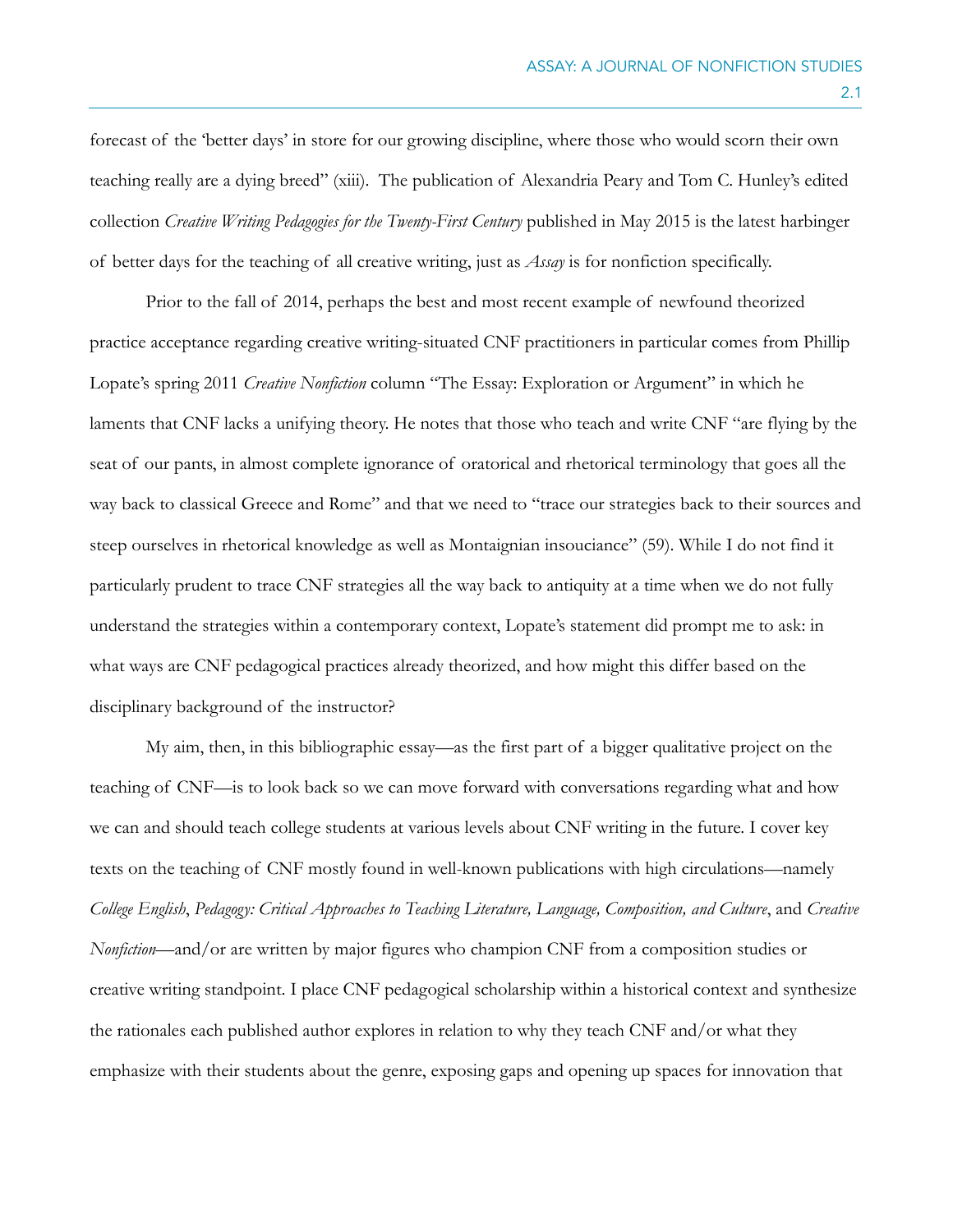forecast of the 'better days' in store for our growing discipline, where those who would scorn their own teaching really are a dying breed" (xiii). The publication of Alexandria Peary and Tom C. Hunley's edited collection *Creative Writing Pedagogies for the Twenty-First Century* published in May 2015 is the latest harbinger of better days for the teaching of all creative writing, just as *Assay* is for nonfiction specifically.

Prior to the fall of 2014, perhaps the best and most recent example of newfound theorized practice acceptance regarding creative writing-situated CNF practitioners in particular comes from Phillip Lopate's spring 2011 *Creative Nonfiction* column "The Essay: Exploration or Argument" in which he laments that CNF lacks a unifying theory. He notes that those who teach and write CNF "are flying by the seat of our pants, in almost complete ignorance of oratorical and rhetorical terminology that goes all the way back to classical Greece and Rome" and that we need to "trace our strategies back to their sources and steep ourselves in rhetorical knowledge as well as Montaignian insouciance" (59). While I do not find it particularly prudent to trace CNF strategies all the way back to antiquity at a time when we do not fully understand the strategies within a contemporary context, Lopate's statement did prompt me to ask: in what ways are CNF pedagogical practices already theorized, and how might this differ based on the disciplinary background of the instructor?

My aim, then, in this bibliographic essay—as the first part of a bigger qualitative project on the teaching of CNF—is to look back so we can move forward with conversations regarding what and how we can and should teach college students at various levels about CNF writing in the future. I cover key texts on the teaching of CNF mostly found in well-known publications with high circulations—namely *College English*, *Pedagogy: Critical Approaches to Teaching Literature, Language, Composition, and Culture*, and *Creative Nonfiction*—and/or are written by major figures who champion CNF from a composition studies or creative writing standpoint. I place CNF pedagogical scholarship within a historical context and synthesize the rationales each published author explores in relation to why they teach CNF and/or what they emphasize with their students about the genre, exposing gaps and opening up spaces for innovation that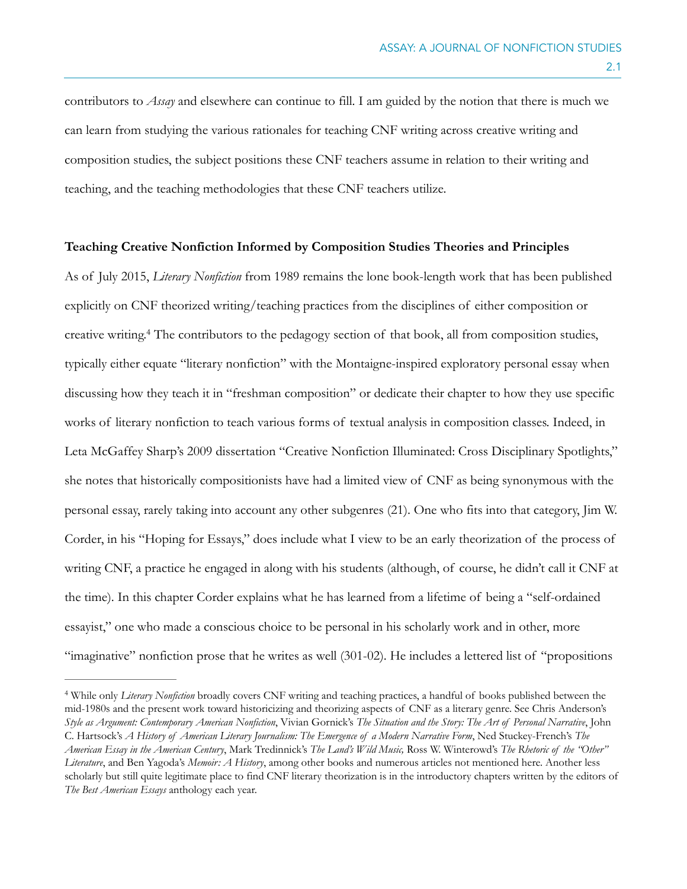contributors to *Assay* and elsewhere can continue to fill. I am guided by the notion that there is much we can learn from studying the various rationales for teaching CNF writing across creative writing and composition studies, the subject positions these CNF teachers assume in relation to their writing and teaching, and the teaching methodologies that these CNF teachers utilize.

**Teaching Creative Nonfiction Informed by Composition Studies Theories and Principles**

As of July 2015, *Literary Nonfiction* from 1989 remains the lone book-length work that has been published explicitly on CNF theorized writing/teaching practices from the disciplines of either composition or creative writing.[4] The contributors to the pedagogy section of that book, all from composition studies, typically either equate "literary nonfiction" with the Montaigne-inspired exploratory personal essay when discussing how they teach it in "freshman composition" or dedicate their chapter to how they use specific works of literary nonfiction to teach various forms of textual analysis in composition classes. Indeed, in Leta McGaffey Sharp's 2009 dissertation "Creative Nonfiction Illuminated: Cross Disciplinary Spotlights," she notes that historically compositionists have had a limited view of CNF as being synonymous with the personal essay, rarely taking into account any other subgenres (21). One who fits into that category, Jim W. Corder, in his "Hoping for Essays," does include what I view to be an early theorization of the process of writing CNF, a practice he engaged in along with his students (although, of course, he didn't call it CNF at the time). In this chapter Corder explains what he has learned from a lifetime of being a "self-ordained essayist," one who made a conscious choice to be personal in his scholarly work and in other, more "imaginative" nonfiction prose that he writes as well (301-02). He includes a lettered list of "propositions

---

[4] While only *Literary Nonfiction* broadly covers CNF writing and teaching practices, a handful of books published between the mid-1980s and the present work toward historicizing and theorizing aspects of CNF as a literary genre. See Chris Anderson's *Style as Argument: Contemporary American Nonfiction*, Vivian Gornick's *The Situation and the Story: The Art of Personal Narrative*, John C. Hartsock's *A History of American Literary Journalism: The Emergence of a Modern Narrative Form*, Ned Stuckey-French's *The American Essay in the American Century*, Mark Tredinnick's *The Land's Wild Music,* Ross W. Winterowd's *The Rhetoric of the "Other" Literature*, and Ben Yagoda's *Memoir: A History*, among other books and numerous articles not mentioned here. Another less scholarly but still quite legitimate place to find CNF literary theorization is in the introductory chapters written by the editors of *The Best American Essays* anthology each year.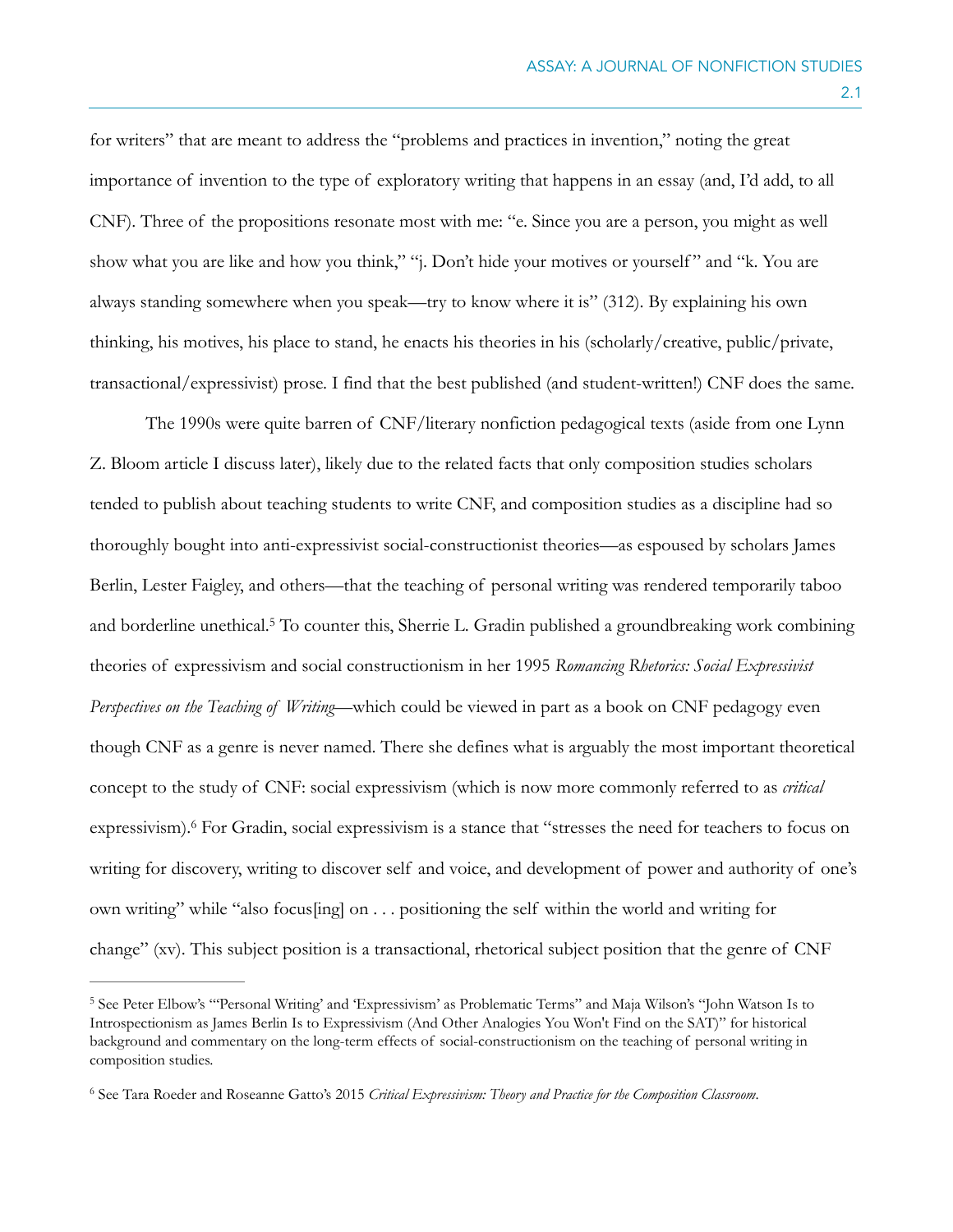for writers" that are meant to address the "problems and practices in invention," noting the great importance of invention to the type of exploratory writing that happens in an essay (and, I'd add, to all CNF). Three of the propositions resonate most with me: "e. Since you are a person, you might as well show what you are like and how you think," "j. Don't hide your motives or yourself" and "k. You are always standing somewhere when you speak—try to know where it is" (312). By explaining his own thinking, his motives, his place to stand, he enacts his theories in his (scholarly/creative, public/private, transactional/expressivist) prose. I find that the best published (and student-written!) CNF does the same.

The 1990s were quite barren of CNF/literary nonfiction pedagogical texts (aside from one Lynn Z. Bloom article I discuss later), likely due to the related facts that only composition studies scholars tended to publish about teaching students to write CNF, and composition studies as a discipline had so thoroughly bought into anti-expressivist social-constructionist theories—as espoused by scholars James Berlin, Lester Faigley, and others—that the teaching of personal writing was rendered temporarily taboo and borderline unethical.[5] To counter this, Sherrie L. Gradin published a groundbreaking work combining theories of expressivism and social constructionism in her 1995 *Romancing Rhetorics: Social Expressivist Perspectives on the Teaching of Writing*—which could be viewed in part as a book on CNF pedagogy even though CNF as a genre is never named. There she defines what is arguably the most important theoretical concept to the study of CNF: social expressivism (which is now more commonly referred to as *critical* expressivism).[6] For Gradin, social expressivism is a stance that "stresses the need for teachers to focus on writing for discovery, writing to discover self and voice, and development of power and authority of one's own writing" while "also focus[ing] on . . . positioning the self within the world and writing for change" (xv). This subject position is a transactional, rhetorical subject position that the genre of CNF

---

[5] See Peter Elbow's "'Personal Writing' and 'Expressivism' as Problematic Terms" and Maja Wilson's "John Watson Is to Introspectionism as James Berlin Is to Expressivism (And Other Analogies You Won't Find on the SAT)" for historical background and commentary on the long-term effects of social-constructionism on the teaching of personal writing in composition studies.

[6] See Tara Roeder and Roseanne Gatto's 2015 *Critical Expressivism: Theory and Practice for the Composition Classroom*.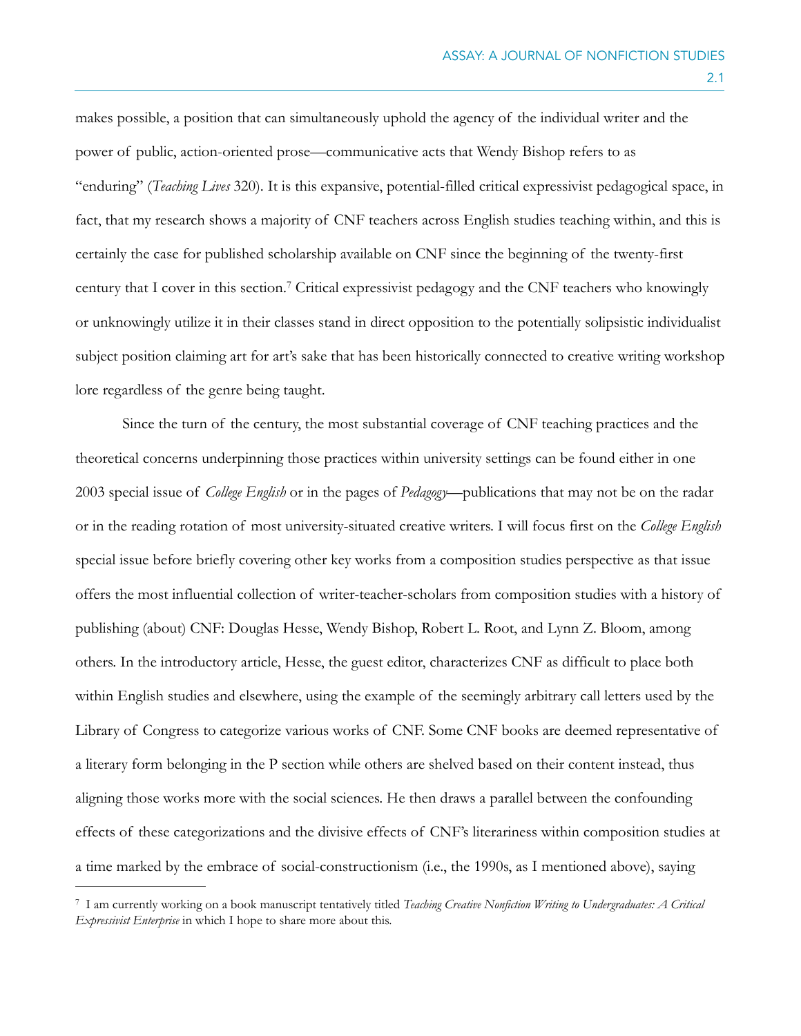makes possible, a position that can simultaneously uphold the agency of the individual writer and the power of public, action-oriented prose—communicative acts that Wendy Bishop refers to as "enduring" (*Teaching Lives* 320). It is this expansive, potential-filled critical expressivist pedagogical space, in fact, that my research shows a majority of CNF teachers across English studies teaching within, and this is certainly the case for published scholarship available on CNF since the beginning of the twenty-first century that I cover in this section.[7] Critical expressivist pedagogy and the CNF teachers who knowingly or unknowingly utilize it in their classes stand in direct opposition to the potentially solipsistic individualist subject position claiming art for art's sake that has been historically connected to creative writing workshop lore regardless of the genre being taught.

Since the turn of the century, the most substantial coverage of CNF teaching practices and the theoretical concerns underpinning those practices within university settings can be found either in one 2003 special issue of *College English* or in the pages of *Pedagogy*—publications that may not be on the radar or in the reading rotation of most university-situated creative writers. I will focus first on the *College English* special issue before briefly covering other key works from a composition studies perspective as that issue offers the most influential collection of writer-teacher-scholars from composition studies with a history of publishing (about) CNF: Douglas Hesse, Wendy Bishop, Robert L. Root, and Lynn Z. Bloom, among others. In the introductory article, Hesse, the guest editor, characterizes CNF as difficult to place both within English studies and elsewhere, using the example of the seemingly arbitrary call letters used by the Library of Congress to categorize various works of CNF. Some CNF books are deemed representative of a literary form belonging in the P section while others are shelved based on their content instead, thus aligning those works more with the social sciences. He then draws a parallel between the confounding effects of these categorizations and the divisive effects of CNF's literariness within composition studies at a time marked by the embrace of social-constructionism (i.e., the 1990s, as I mentioned above), saying

[7] I am currently working on a book manuscript tentatively titled *Teaching Creative Nonfiction Writing to Undergraduates: A Critical Expressivist Enterprise* in which I hope to share more about this.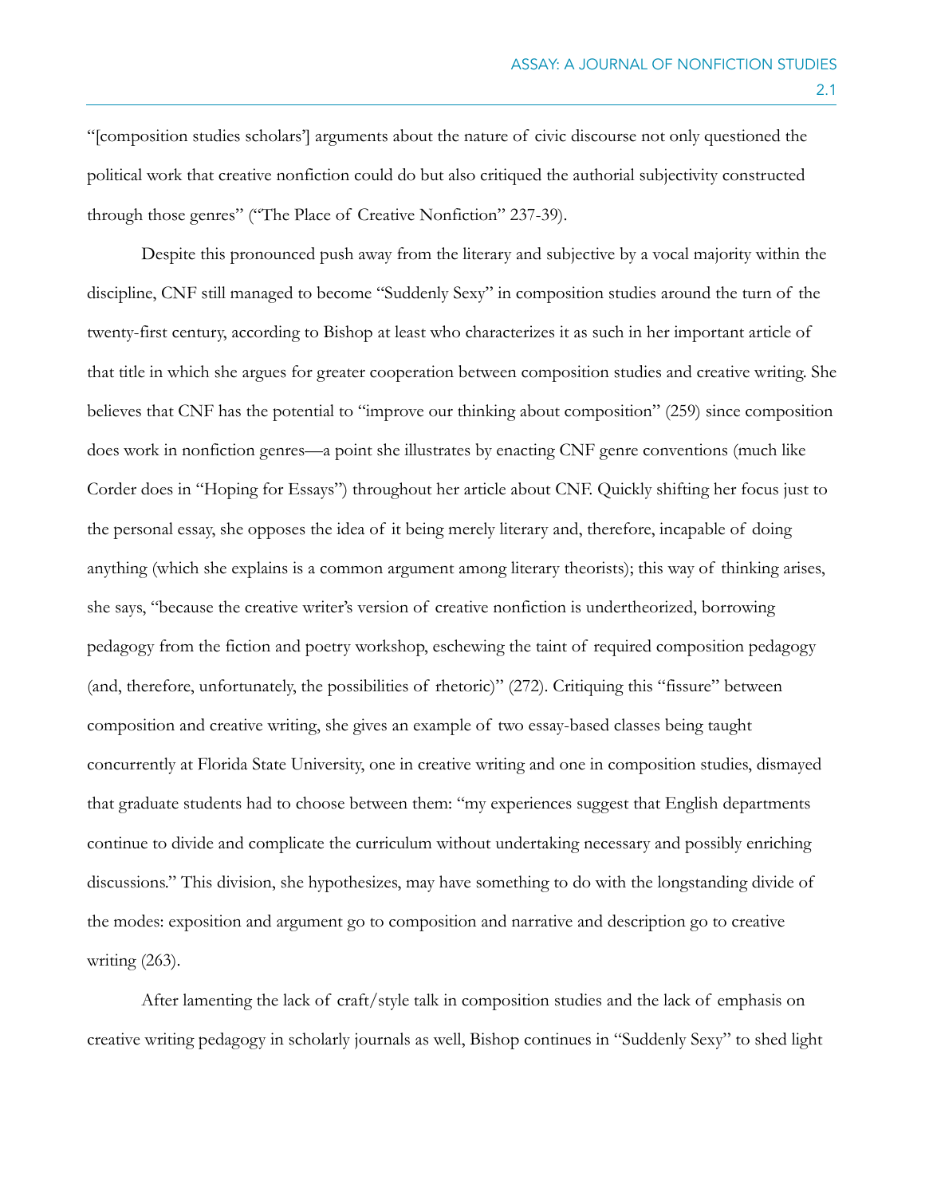"[composition studies scholars'] arguments about the nature of civic discourse not only questioned the political work that creative nonfiction could do but also critiqued the authorial subjectivity constructed through those genres" ("The Place of Creative Nonfiction" 237-39).

Despite this pronounced push away from the literary and subjective by a vocal majority within the discipline, CNF still managed to become "Suddenly Sexy" in composition studies around the turn of the twenty-first century, according to Bishop at least who characterizes it as such in her important article of that title in which she argues for greater cooperation between composition studies and creative writing. She believes that CNF has the potential to "improve our thinking about composition" (259) since composition does work in nonfiction genres—a point she illustrates by enacting CNF genre conventions (much like Corder does in "Hoping for Essays") throughout her article about CNF. Quickly shifting her focus just to the personal essay, she opposes the idea of it being merely literary and, therefore, incapable of doing anything (which she explains is a common argument among literary theorists); this way of thinking arises, she says, "because the creative writer's version of creative nonfiction is undertheorized, borrowing pedagogy from the fiction and poetry workshop, eschewing the taint of required composition pedagogy (and, therefore, unfortunately, the possibilities of rhetoric)" (272). Critiquing this "fissure" between composition and creative writing, she gives an example of two essay-based classes being taught concurrently at Florida State University, one in creative writing and one in composition studies, dismayed that graduate students had to choose between them: "my experiences suggest that English departments continue to divide and complicate the curriculum without undertaking necessary and possibly enriching discussions." This division, she hypothesizes, may have something to do with the longstanding divide of the modes: exposition and argument go to composition and narrative and description go to creative writing (263).

After lamenting the lack of craft/style talk in composition studies and the lack of emphasis on creative writing pedagogy in scholarly journals as well, Bishop continues in "Suddenly Sexy" to shed light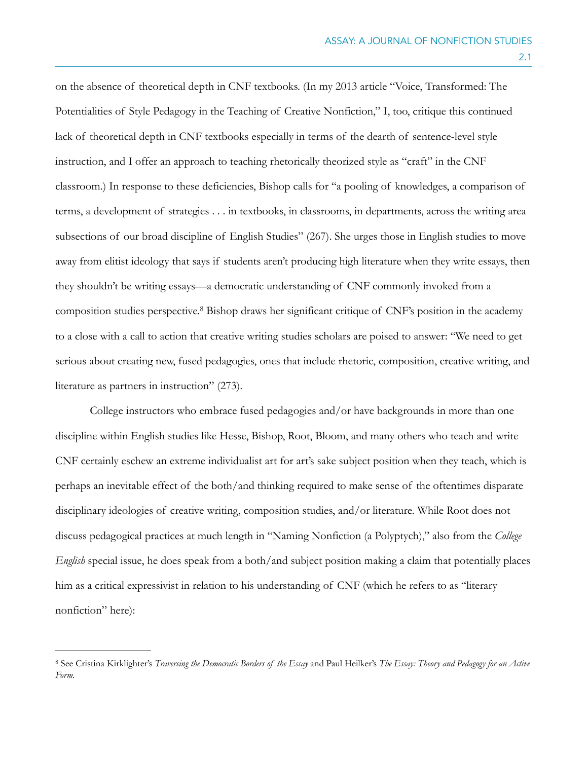on the absence of theoretical depth in CNF textbooks. (In my 2013 article "Voice, Transformed: The Potentialities of Style Pedagogy in the Teaching of Creative Nonfiction," I, too, critique this continued lack of theoretical depth in CNF textbooks especially in terms of the dearth of sentence-level style instruction, and I offer an approach to teaching rhetorically theorized style as "craft" in the CNF classroom.) In response to these deficiencies, Bishop calls for "a pooling of knowledges, a comparison of terms, a development of strategies . . . in textbooks, in classrooms, in departments, across the writing area subsections of our broad discipline of English Studies" (267). She urges those in English studies to move away from elitist ideology that says if students aren't producing high literature when they write essays, then they shouldn't be writing essays—a democratic understanding of CNF commonly invoked from a composition studies perspective.[8] Bishop draws her significant critique of CNF's position in the academy to a close with a call to action that creative writing studies scholars are poised to answer: "We need to get serious about creating new, fused pedagogies, ones that include rhetoric, composition, creative writing, and literature as partners in instruction" (273).

College instructors who embrace fused pedagogies and/or have backgrounds in more than one discipline within English studies like Hesse, Bishop, Root, Bloom, and many others who teach and write CNF certainly eschew an extreme individualist art for art's sake subject position when they teach, which is perhaps an inevitable effect of the both/and thinking required to make sense of the oftentimes disparate disciplinary ideologies of creative writing, composition studies, and/or literature. While Root does not discuss pedagogical practices at much length in "Naming Nonfiction (a Polyptych)," also from the *College English* special issue, he does speak from a both/and subject position making a claim that potentially places him as a critical expressivist in relation to his understanding of CNF (which he refers to as "literary nonfiction" here):

---

[8] See Cristina Kirklighter's *Traversing the Democratic Borders of the Essay* and Paul Heilker's *The Essay: Theory and Pedagogy for an Active Form.*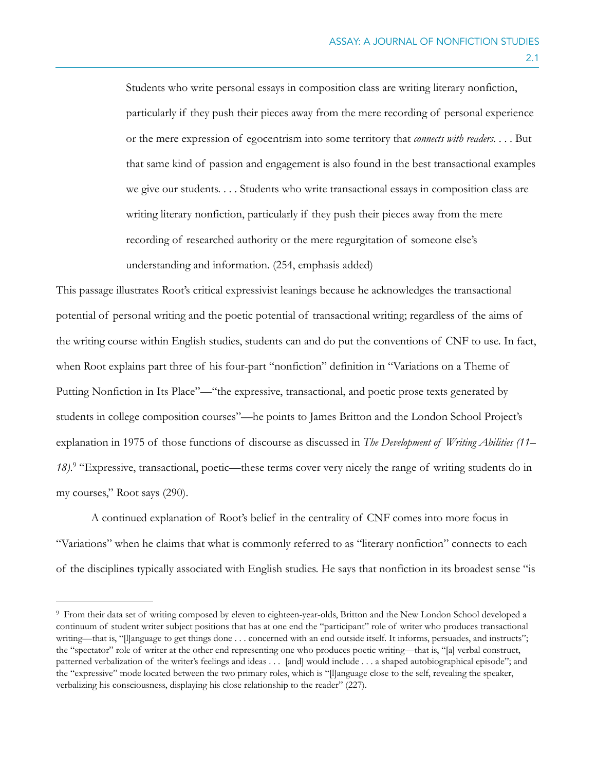> Students who write personal essays in composition class are writing literary nonfiction, particularly if they push their pieces away from the mere recording of personal experience or the mere expression of egocentrism into some territory that *connects with readers*. . . . But that same kind of passion and engagement is also found in the best transactional examples we give our students. . . . Students who write transactional essays in composition class are writing literary nonfiction, particularly if they push their pieces away from the mere recording of researched authority or the mere regurgitation of someone else's understanding and information. (254, emphasis added)

This passage illustrates Root's critical expressivist leanings because he acknowledges the transactional potential of personal writing and the poetic potential of transactional writing; regardless of the aims of the writing course within English studies, students can and do put the conventions of CNF to use. In fact, when Root explains part three of his four-part "nonfiction" definition in "Variations on a Theme of Putting Nonfiction in Its Place"—"the expressive, transactional, and poetic prose texts generated by students in college composition courses"—he points to James Britton and the London School Project's explanation in 1975 of those functions of discourse as discussed in *The Development of Writing Abilities (11–18)*.[9] "Expressive, transactional, poetic—these terms cover very nicely the range of writing students do in my courses," Root says (290).

A continued explanation of Root's belief in the centrality of CNF comes into more focus in "Variations" when he claims that what is commonly referred to as "literary nonfiction" connects to each of the disciplines typically associated with English studies. He says that nonfiction in its broadest sense "is

---

[9] From their data set of writing composed by eleven to eighteen-year-olds, Britton and the New London School developed a continuum of student writer subject positions that has at one end the "participant" role of writer who produces transactional writing—that is, "[l]anguage to get things done . . . concerned with an end outside itself. It informs, persuades, and instructs"; the "spectator" role of writer at the other end representing one who produces poetic writing—that is, "[a] verbal construct, patterned verbalization of the writer's feelings and ideas . . . [and] would include . . . a shaped autobiographical episode"; and the "expressive" mode located between the two primary roles, which is "[l]anguage close to the self, revealing the speaker, verbalizing his consciousness, displaying his close relationship to the reader" (227).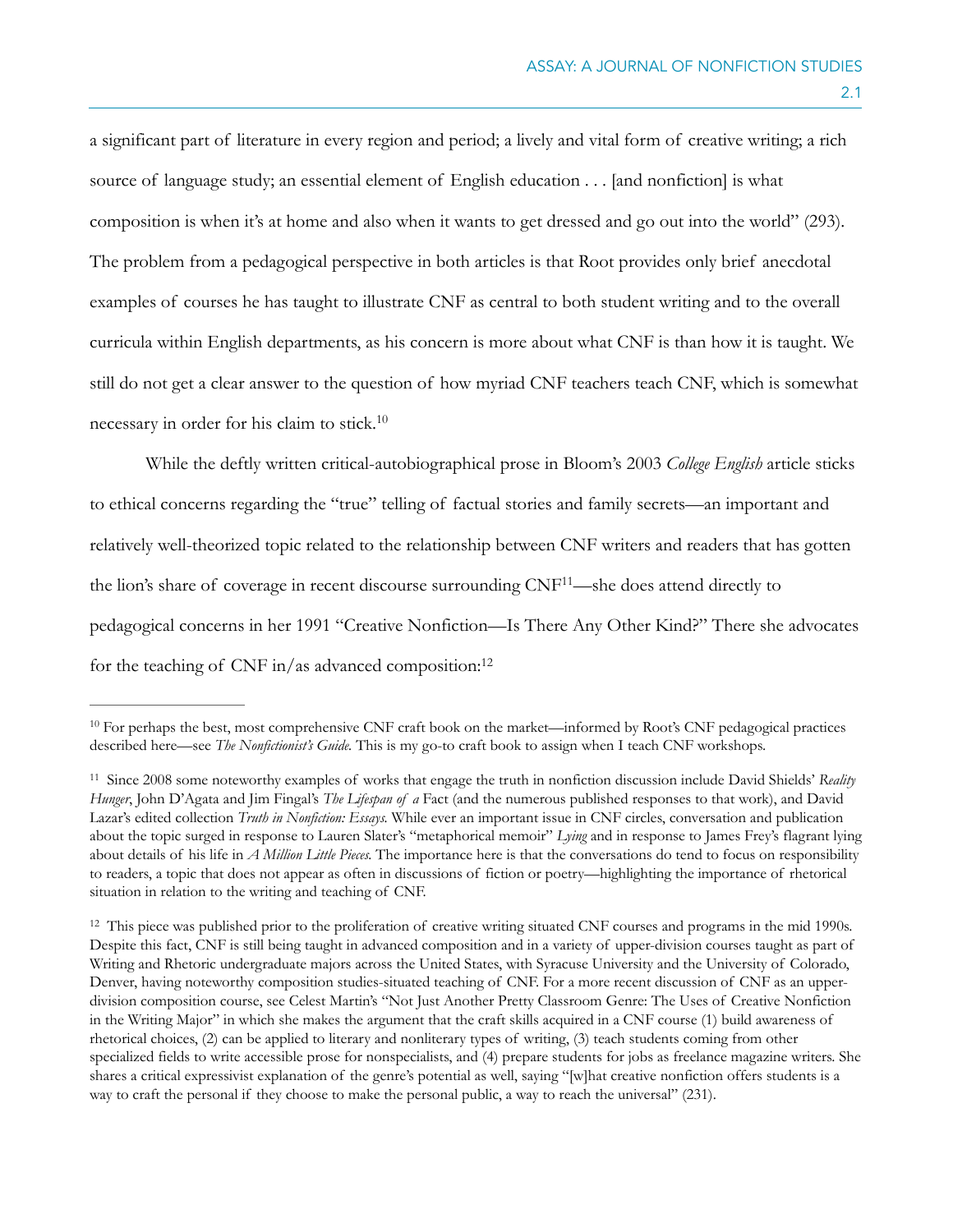a significant part of literature in every region and period; a lively and vital form of creative writing; a rich source of language study; an essential element of English education . . . [and nonfiction] is what composition is when it's at home and also when it wants to get dressed and go out into the world" (293). The problem from a pedagogical perspective in both articles is that Root provides only brief anecdotal examples of courses he has taught to illustrate CNF as central to both student writing and to the overall curricula within English departments, as his concern is more about what CNF is than how it is taught. We still do not get a clear answer to the question of how myriad CNF teachers teach CNF, which is somewhat necessary in order for his claim to stick.[10]

While the deftly written critical-autobiographical prose in Bloom's 2003 *College English* article sticks to ethical concerns regarding the "true" telling of factual stories and family secrets—an important and relatively well-theorized topic related to the relationship between CNF writers and readers that has gotten the lion's share of coverage in recent discourse surrounding CNF[11]—she does attend directly to pedagogical concerns in her 1991 "Creative Nonfiction—Is There Any Other Kind?" There she advocates for the teaching of CNF in/as advanced composition:[12]

---

[10] For perhaps the best, most comprehensive CNF craft book on the market—informed by Root's CNF pedagogical practices described here—see *The Nonfictionist's Guide*. This is my go-to craft book to assign when I teach CNF workshops.

[11] Since 2008 some noteworthy examples of works that engage the truth in nonfiction discussion include David Shields' *Reality Hunger*, John D'Agata and Jim Fingal's *The Lifespan of a* Fact (and the numerous published responses to that work), and David Lazar's edited collection *Truth in Nonfiction: Essays*. While ever an important issue in CNF circles, conversation and publication about the topic surged in response to Lauren Slater's "metaphorical memoir" *Lying* and in response to James Frey's flagrant lying about details of his life in *A Million Little Pieces*. The importance here is that the conversations do tend to focus on responsibility to readers, a topic that does not appear as often in discussions of fiction or poetry—highlighting the importance of rhetorical situation in relation to the writing and teaching of CNF.

[12] This piece was published prior to the proliferation of creative writing situated CNF courses and programs in the mid 1990s. Despite this fact, CNF is still being taught in advanced composition and in a variety of upper-division courses taught as part of Writing and Rhetoric undergraduate majors across the United States, with Syracuse University and the University of Colorado, Denver, having noteworthy composition studies-situated teaching of CNF. For a more recent discussion of CNF as an upper-division composition course, see Celest Martin's "Not Just Another Pretty Classroom Genre: The Uses of Creative Nonfiction in the Writing Major" in which she makes the argument that the craft skills acquired in a CNF course (1) build awareness of rhetorical choices, (2) can be applied to literary and nonliterary types of writing, (3) teach students coming from other specialized fields to write accessible prose for nonspecialists, and (4) prepare students for jobs as freelance magazine writers. She shares a critical expressivist explanation of the genre's potential as well, saying "[w]hat creative nonfiction offers students is a way to craft the personal if they choose to make the personal public, a way to reach the universal" (231).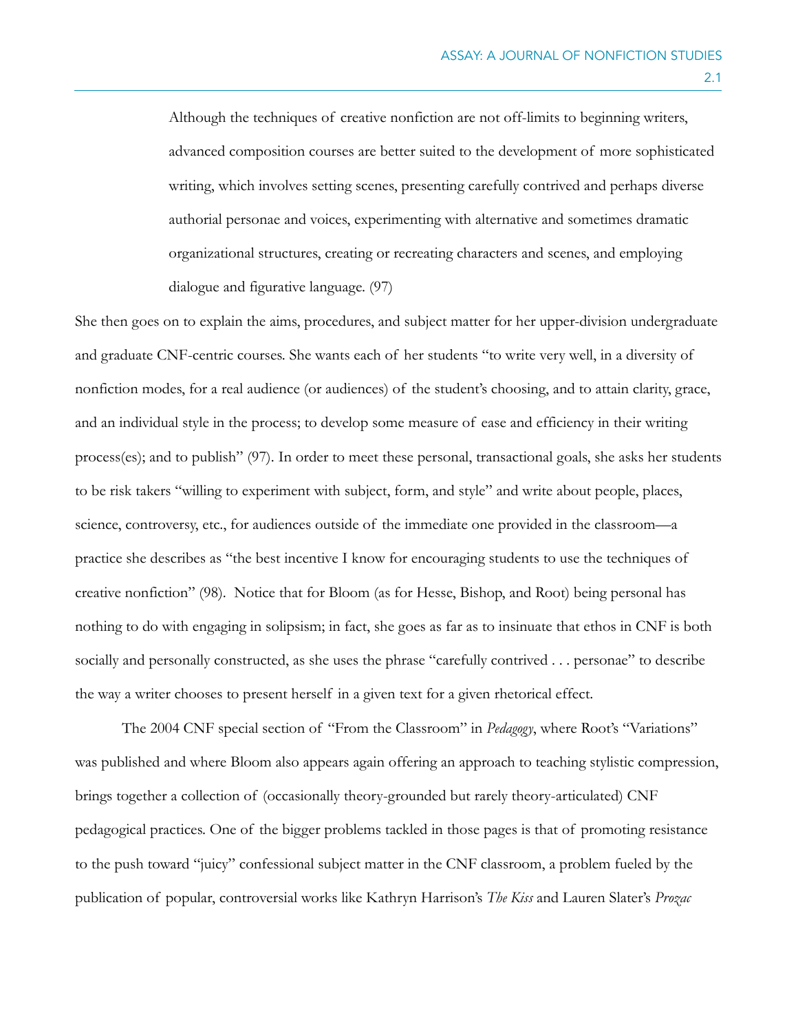> Although the techniques of creative nonfiction are not off-limits to beginning writers, advanced composition courses are better suited to the development of more sophisticated writing, which involves setting scenes, presenting carefully contrived and perhaps diverse authorial personae and voices, experimenting with alternative and sometimes dramatic organizational structures, creating or recreating characters and scenes, and employing dialogue and figurative language. (97)

She then goes on to explain the aims, procedures, and subject matter for her upper-division undergraduate and graduate CNF-centric courses. She wants each of her students "to write very well, in a diversity of nonfiction modes, for a real audience (or audiences) of the student's choosing, and to attain clarity, grace, and an individual style in the process; to develop some measure of ease and efficiency in their writing process(es); and to publish" (97). In order to meet these personal, transactional goals, she asks her students to be risk takers "willing to experiment with subject, form, and style" and write about people, places, science, controversy, etc., for audiences outside of the immediate one provided in the classroom—a practice she describes as "the best incentive I know for encouraging students to use the techniques of creative nonfiction" (98). Notice that for Bloom (as for Hesse, Bishop, and Root) being personal has nothing to do with engaging in solipsism; in fact, she goes as far as to insinuate that ethos in CNF is both socially and personally constructed, as she uses the phrase "carefully contrived . . . personae" to describe the way a writer chooses to present herself in a given text for a given rhetorical effect.

The 2004 CNF special section of "From the Classroom" in *Pedagogy*, where Root's "Variations" was published and where Bloom also appears again offering an approach to teaching stylistic compression, brings together a collection of (occasionally theory-grounded but rarely theory-articulated) CNF pedagogical practices. One of the bigger problems tackled in those pages is that of promoting resistance to the push toward "juicy" confessional subject matter in the CNF classroom, a problem fueled by the publication of popular, controversial works like Kathryn Harrison's *The Kiss* and Lauren Slater's *Prozac*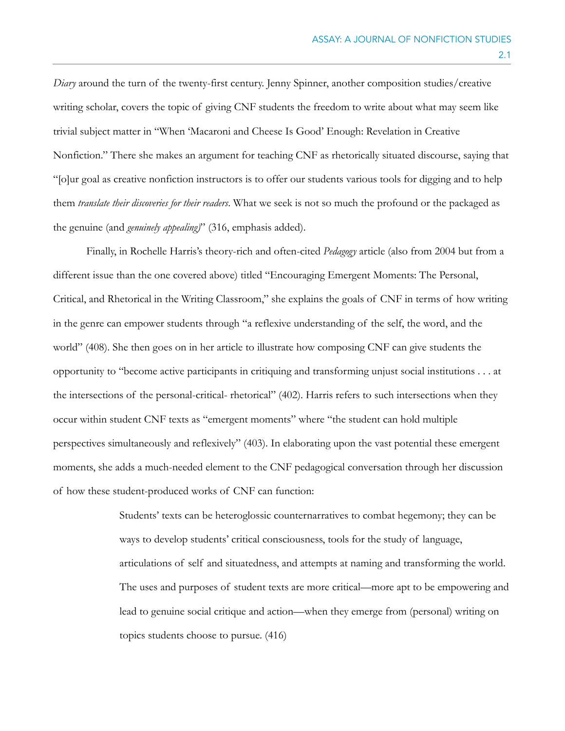*Diary* around the turn of the twenty-first century. Jenny Spinner, another composition studies/creative writing scholar, covers the topic of giving CNF students the freedom to write about what may seem like trivial subject matter in "When 'Macaroni and Cheese Is Good' Enough: Revelation in Creative Nonfiction." There she makes an argument for teaching CNF as rhetorically situated discourse, saying that "[o]ur goal as creative nonfiction instructors is to offer our students various tools for digging and to help them *translate their discoveries for their readers*. What we seek is not so much the profound or the packaged as the genuine (and *genuinely appealing)*" (316, emphasis added).

Finally, in Rochelle Harris's theory-rich and often-cited *Pedagogy* article (also from 2004 but from a different issue than the one covered above) titled "Encouraging Emergent Moments: The Personal, Critical, and Rhetorical in the Writing Classroom," she explains the goals of CNF in terms of how writing in the genre can empower students through "a reflexive understanding of the self, the word, and the world" (408). She then goes on in her article to illustrate how composing CNF can give students the opportunity to "become active participants in critiquing and transforming unjust social institutions . . . at the intersections of the personal-critical- rhetorical" (402). Harris refers to such intersections when they occur within student CNF texts as "emergent moments" where "the student can hold multiple perspectives simultaneously and reflexively" (403). In elaborating upon the vast potential these emergent moments, she adds a much-needed element to the CNF pedagogical conversation through her discussion of how these student-produced works of CNF can function:

> Students' texts can be heteroglossic counternarratives to combat hegemony; they can be ways to develop students' critical consciousness, tools for the study of language, articulations of self and situatedness, and attempts at naming and transforming the world. The uses and purposes of student texts are more critical—more apt to be empowering and lead to genuine social critique and action—when they emerge from (personal) writing on topics students choose to pursue. (416)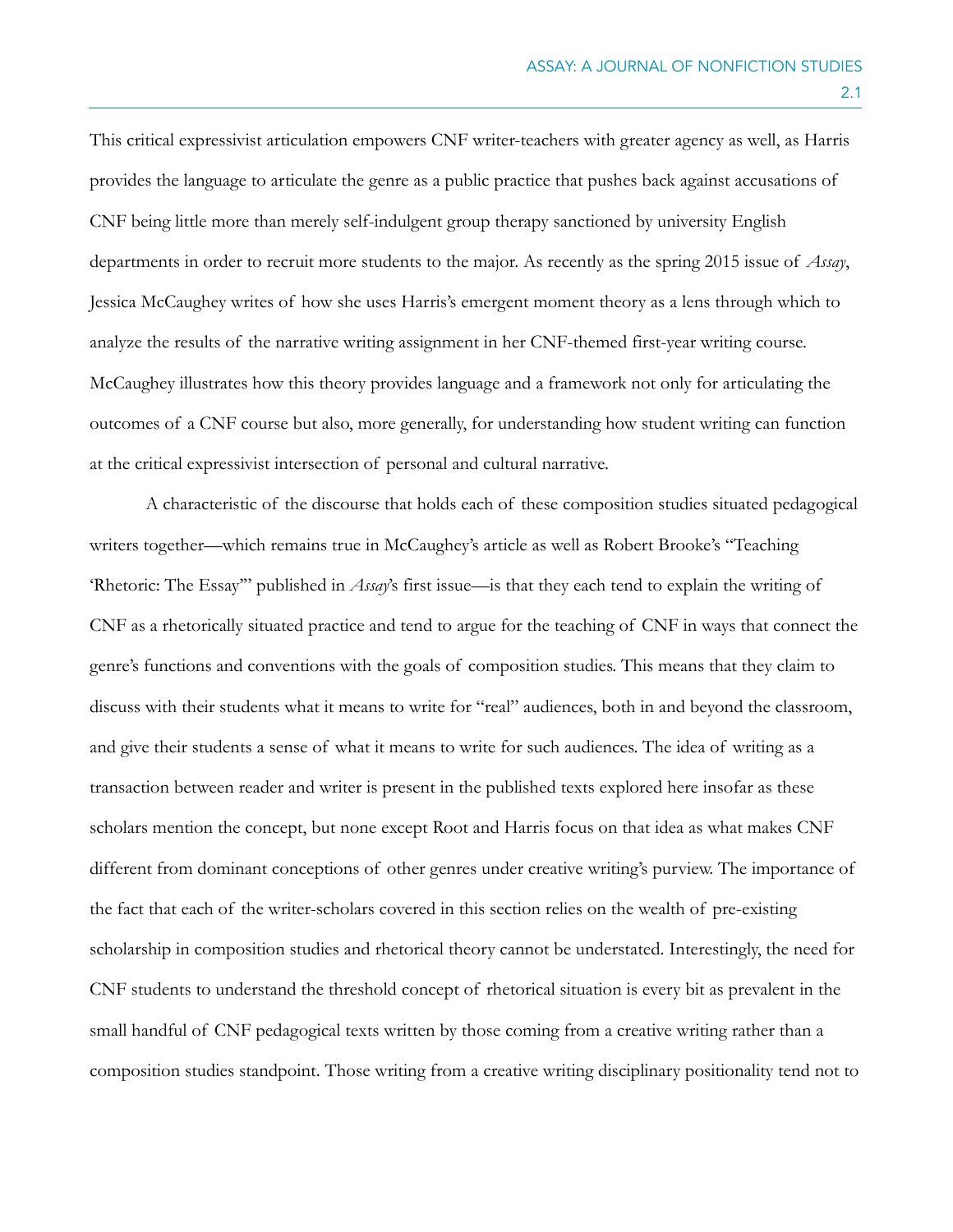This critical expressivist articulation empowers CNF writer-teachers with greater agency as well, as Harris provides the language to articulate the genre as a public practice that pushes back against accusations of CNF being little more than merely self-indulgent group therapy sanctioned by university English departments in order to recruit more students to the major. As recently as the spring 2015 issue of *Assay*, Jessica McCaughey writes of how she uses Harris's emergent moment theory as a lens through which to analyze the results of the narrative writing assignment in her CNF-themed first-year writing course. McCaughey illustrates how this theory provides language and a framework not only for articulating the outcomes of a CNF course but also, more generally, for understanding how student writing can function at the critical expressivist intersection of personal and cultural narrative.

A characteristic of the discourse that holds each of these composition studies situated pedagogical writers together—which remains true in McCaughey's article as well as Robert Brooke's "Teaching 'Rhetoric: The Essay'" published in *Assay*'s first issue—is that they each tend to explain the writing of CNF as a rhetorically situated practice and tend to argue for the teaching of CNF in ways that connect the genre's functions and conventions with the goals of composition studies. This means that they claim to discuss with their students what it means to write for "real" audiences, both in and beyond the classroom, and give their students a sense of what it means to write for such audiences. The idea of writing as a transaction between reader and writer is present in the published texts explored here insofar as these scholars mention the concept, but none except Root and Harris focus on that idea as what makes CNF different from dominant conceptions of other genres under creative writing's purview. The importance of the fact that each of the writer-scholars covered in this section relies on the wealth of pre-existing scholarship in composition studies and rhetorical theory cannot be understated. Interestingly, the need for CNF students to understand the threshold concept of rhetorical situation is every bit as prevalent in the small handful of CNF pedagogical texts written by those coming from a creative writing rather than a composition studies standpoint. Those writing from a creative writing disciplinary positionality tend not to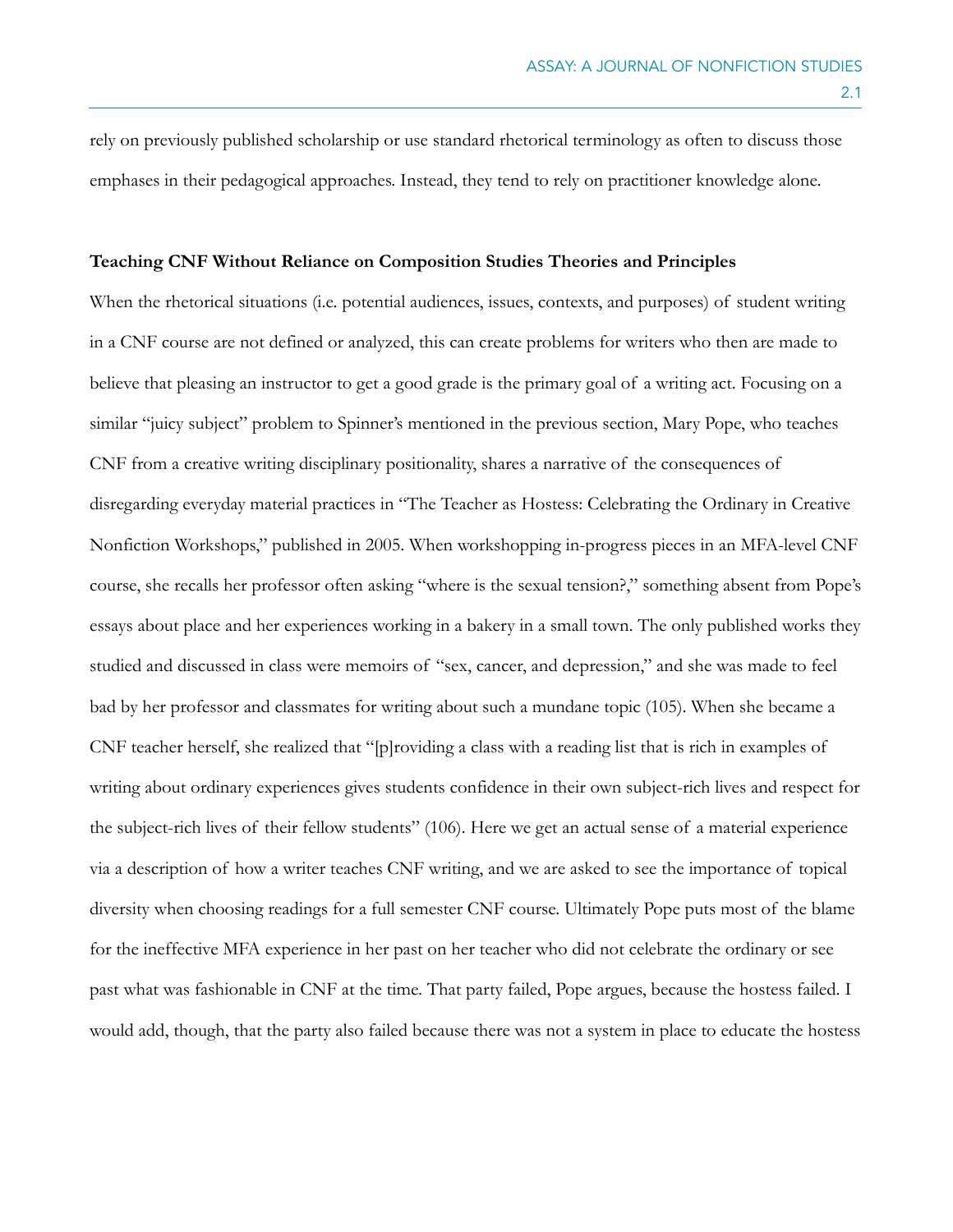rely on previously published scholarship or use standard rhetorical terminology as often to discuss those emphases in their pedagogical approaches. Instead, they tend to rely on practitioner knowledge alone.

**Teaching CNF Without Reliance on Composition Studies Theories and Principles**

When the rhetorical situations (i.e. potential audiences, issues, contexts, and purposes) of student writing in a CNF course are not defined or analyzed, this can create problems for writers who then are made to believe that pleasing an instructor to get a good grade is the primary goal of a writing act. Focusing on a similar "juicy subject" problem to Spinner's mentioned in the previous section, Mary Pope, who teaches CNF from a creative writing disciplinary positionality, shares a narrative of the consequences of disregarding everyday material practices in "The Teacher as Hostess: Celebrating the Ordinary in Creative Nonfiction Workshops," published in 2005. When workshopping in-progress pieces in an MFA-level CNF course, she recalls her professor often asking "where is the sexual tension?," something absent from Pope's essays about place and her experiences working in a bakery in a small town. The only published works they studied and discussed in class were memoirs of "sex, cancer, and depression," and she was made to feel bad by her professor and classmates for writing about such a mundane topic (105). When she became a CNF teacher herself, she realized that "[p]roviding a class with a reading list that is rich in examples of writing about ordinary experiences gives students confidence in their own subject-rich lives and respect for the subject-rich lives of their fellow students" (106). Here we get an actual sense of a material experience via a description of how a writer teaches CNF writing, and we are asked to see the importance of topical diversity when choosing readings for a full semester CNF course. Ultimately Pope puts most of the blame for the ineffective MFA experience in her past on her teacher who did not celebrate the ordinary or see past what was fashionable in CNF at the time. That party failed, Pope argues, because the hostess failed. I would add, though, that the party also failed because there was not a system in place to educate the hostess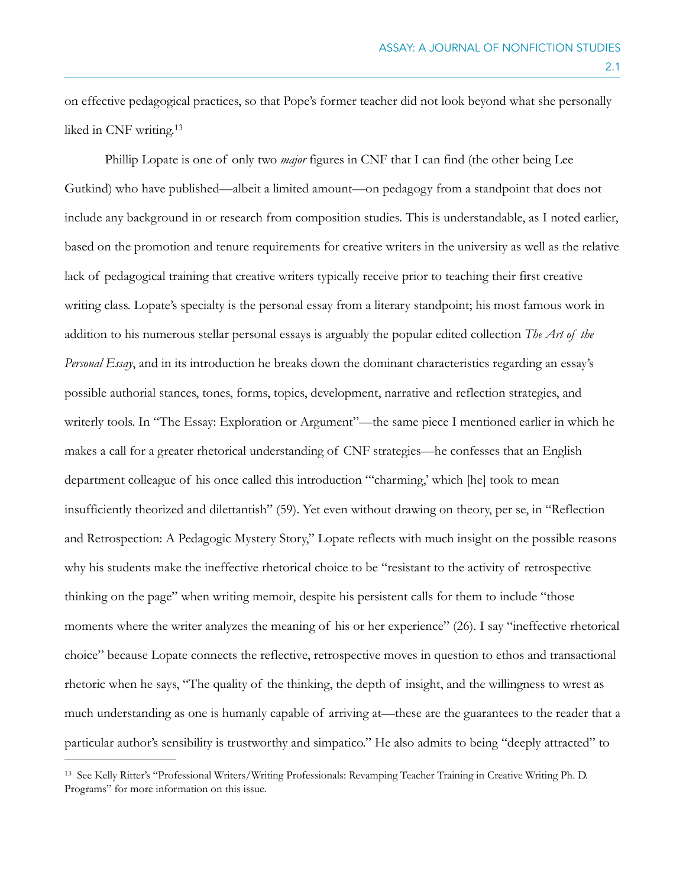on effective pedagogical practices, so that Pope's former teacher did not look beyond what she personally liked in CNF writing.[13]

Phillip Lopate is one of only two *major* figures in CNF that I can find (the other being Lee Gutkind) who have published—albeit a limited amount—on pedagogy from a standpoint that does not include any background in or research from composition studies. This is understandable, as I noted earlier, based on the promotion and tenure requirements for creative writers in the university as well as the relative lack of pedagogical training that creative writers typically receive prior to teaching their first creative writing class. Lopate's specialty is the personal essay from a literary standpoint; his most famous work in addition to his numerous stellar personal essays is arguably the popular edited collection *The Art of the Personal Essay*, and in its introduction he breaks down the dominant characteristics regarding an essay's possible authorial stances, tones, forms, topics, development, narrative and reflection strategies, and writerly tools. In "The Essay: Exploration or Argument"—the same piece I mentioned earlier in which he makes a call for a greater rhetorical understanding of CNF strategies—he confesses that an English department colleague of his once called this introduction "'charming,' which [he] took to mean insufficiently theorized and dilettantish" (59). Yet even without drawing on theory, per se, in "Reflection and Retrospection: A Pedagogic Mystery Story," Lopate reflects with much insight on the possible reasons why his students make the ineffective rhetorical choice to be "resistant to the activity of retrospective thinking on the page" when writing memoir, despite his persistent calls for them to include "those moments where the writer analyzes the meaning of his or her experience" (26). I say "ineffective rhetorical choice" because Lopate connects the reflective, retrospective moves in question to ethos and transactional rhetoric when he says, "The quality of the thinking, the depth of insight, and the willingness to wrest as much understanding as one is humanly capable of arriving at—these are the guarantees to the reader that a particular author's sensibility is trustworthy and simpatico." He also admits to being "deeply attracted" to

---

[13] See Kelly Ritter's "Professional Writers/Writing Professionals: Revamping Teacher Training in Creative Writing Ph. D. Programs" for more information on this issue.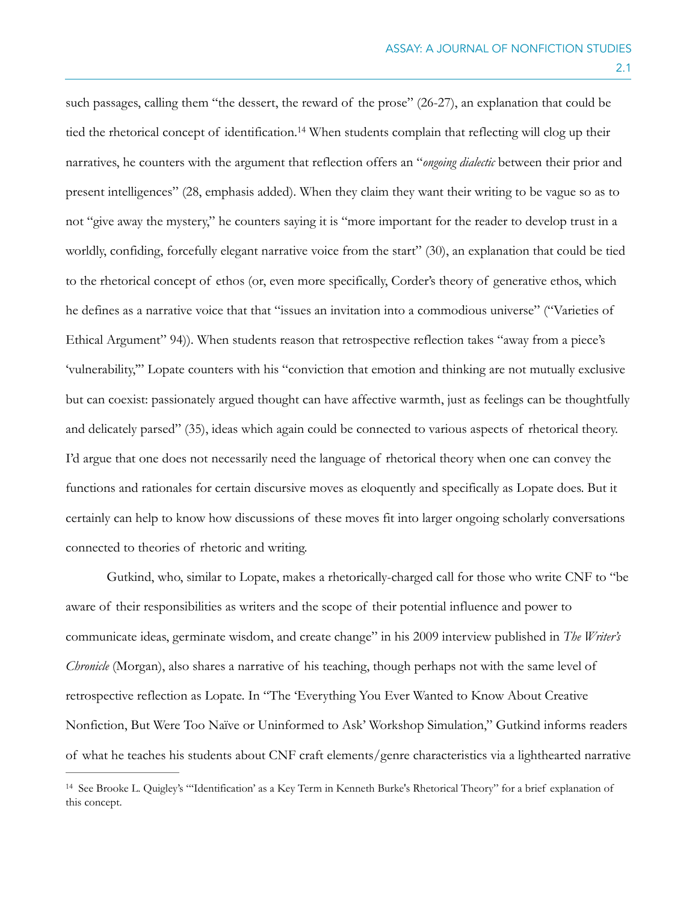such passages, calling them "the dessert, the reward of the prose" (26-27), an explanation that could be tied the rhetorical concept of identification.[14] When students complain that reflecting will clog up their narratives, he counters with the argument that reflection offers an "*ongoing dialectic* between their prior and present intelligences" (28, emphasis added). When they claim they want their writing to be vague so as to not "give away the mystery," he counters saying it is "more important for the reader to develop trust in a worldly, confiding, forcefully elegant narrative voice from the start" (30), an explanation that could be tied to the rhetorical concept of ethos (or, even more specifically, Corder's theory of generative ethos, which he defines as a narrative voice that that "issues an invitation into a commodious universe" ("Varieties of Ethical Argument" 94)). When students reason that retrospective reflection takes "away from a piece's 'vulnerability,'" Lopate counters with his "conviction that emotion and thinking are not mutually exclusive but can coexist: passionately argued thought can have affective warmth, just as feelings can be thoughtfully and delicately parsed" (35), ideas which again could be connected to various aspects of rhetorical theory. I'd argue that one does not necessarily need the language of rhetorical theory when one can convey the functions and rationales for certain discursive moves as eloquently and specifically as Lopate does. But it certainly can help to know how discussions of these moves fit into larger ongoing scholarly conversations connected to theories of rhetoric and writing.

Gutkind, who, similar to Lopate, makes a rhetorically-charged call for those who write CNF to "be aware of their responsibilities as writers and the scope of their potential influence and power to communicate ideas, germinate wisdom, and create change" in his 2009 interview published in *The Writer's Chronicle* (Morgan), also shares a narrative of his teaching, though perhaps not with the same level of retrospective reflection as Lopate. In "The 'Everything You Ever Wanted to Know About Creative Nonfiction, But Were Too Naïve or Uninformed to Ask' Workshop Simulation," Gutkind informs readers of what he teaches his students about CNF craft elements/genre characteristics via a lighthearted narrative

---

[14] See Brooke L. Quigley's "'Identification' as a Key Term in Kenneth Burke's Rhetorical Theory" for a brief explanation of this concept.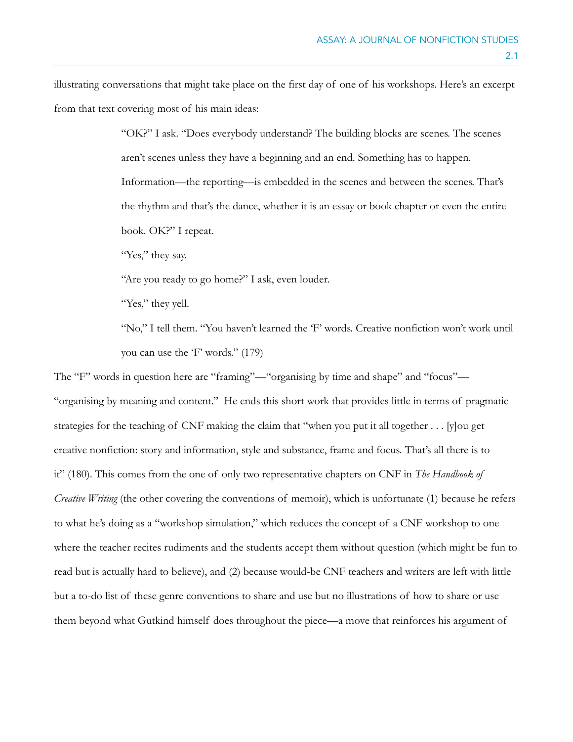illustrating conversations that might take place on the first day of one of his workshops. Here's an excerpt from that text covering most of his main ideas:

> "OK?" I ask. "Does everybody understand? The building blocks are scenes. The scenes aren't scenes unless they have a beginning and an end. Something has to happen. Information—the reporting—is embedded in the scenes and between the scenes. That's the rhythm and that's the dance, whether it is an essay or book chapter or even the entire book. OK?" I repeat.
>
> "Yes," they say.
>
> "Are you ready to go home?" I ask, even louder.
>
> "Yes," they yell.
>
> "No," I tell them. "You haven't learned the 'F' words. Creative nonfiction won't work until you can use the 'F' words." (179)

The "F" words in question here are "framing"—"organising by time and shape" and "focus"—"organising by meaning and content." He ends this short work that provides little in terms of pragmatic strategies for the teaching of CNF making the claim that "when you put it all together . . . [y]ou get creative nonfiction: story and information, style and substance, frame and focus. That's all there is to it" (180). This comes from the one of only two representative chapters on CNF in *The Handbook of Creative Writing* (the other covering the conventions of memoir), which is unfortunate (1) because he refers to what he's doing as a "workshop simulation," which reduces the concept of a CNF workshop to one where the teacher recites rudiments and the students accept them without question (which might be fun to read but is actually hard to believe), and (2) because would-be CNF teachers and writers are left with little but a to-do list of these genre conventions to share and use but no illustrations of how to share or use them beyond what Gutkind himself does throughout the piece—a move that reinforces his argument of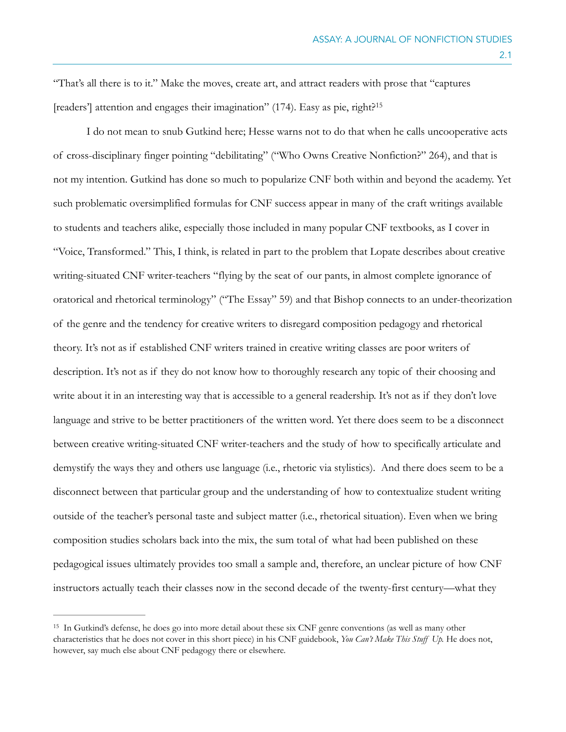"That's all there is to it." Make the moves, create art, and attract readers with prose that "captures [readers'] attention and engages their imagination" (174). Easy as pie, right?[15]

I do not mean to snub Gutkind here; Hesse warns not to do that when he calls uncooperative acts of cross-disciplinary finger pointing "debilitating" ("Who Owns Creative Nonfiction?" 264), and that is not my intention. Gutkind has done so much to popularize CNF both within and beyond the academy. Yet such problematic oversimplified formulas for CNF success appear in many of the craft writings available to students and teachers alike, especially those included in many popular CNF textbooks, as I cover in "Voice, Transformed." This, I think, is related in part to the problem that Lopate describes about creative writing-situated CNF writer-teachers "flying by the seat of our pants, in almost complete ignorance of oratorical and rhetorical terminology" ("The Essay" 59) and that Bishop connects to an under-theorization of the genre and the tendency for creative writers to disregard composition pedagogy and rhetorical theory. It's not as if established CNF writers trained in creative writing classes are poor writers of description. It's not as if they do not know how to thoroughly research any topic of their choosing and write about it in an interesting way that is accessible to a general readership. It's not as if they don't love language and strive to be better practitioners of the written word. Yet there does seem to be a disconnect between creative writing-situated CNF writer-teachers and the study of how to specifically articulate and demystify the ways they and others use language (i.e., rhetoric via stylistics). And there does seem to be a disconnect between that particular group and the understanding of how to contextualize student writing outside of the teacher's personal taste and subject matter (i.e., rhetorical situation). Even when we bring composition studies scholars back into the mix, the sum total of what had been published on these pedagogical issues ultimately provides too small a sample and, therefore, an unclear picture of how CNF instructors actually teach their classes now in the second decade of the twenty-first century—what they

---

[15] In Gutkind's defense, he does go into more detail about these six CNF genre conventions (as well as many other characteristics that he does not cover in this short piece) in his CNF guidebook, *You Can't Make This Stuff Up*. He does not, however, say much else about CNF pedagogy there or elsewhere.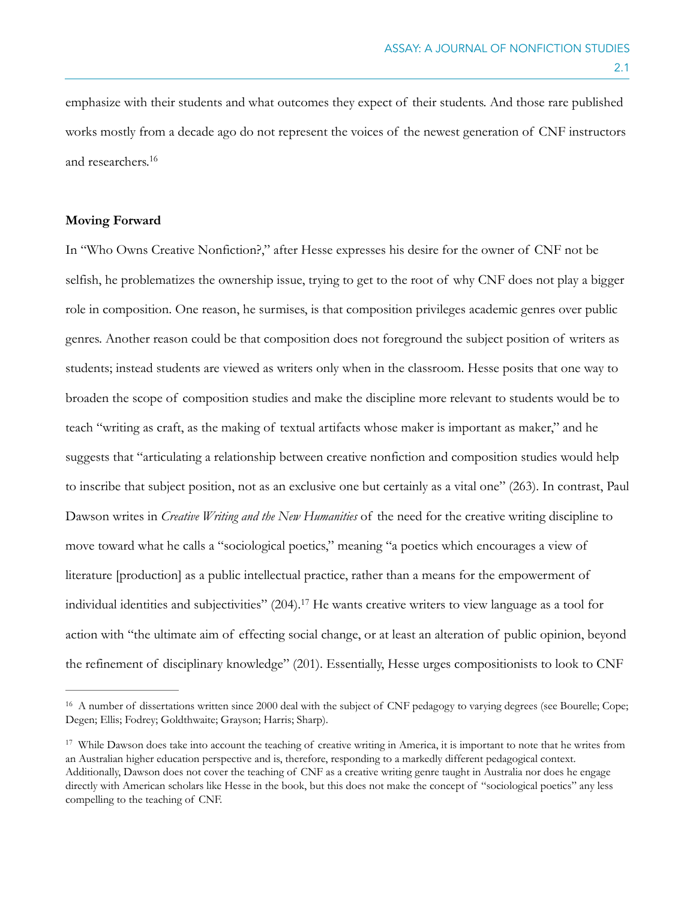emphasize with their students and what outcomes they expect of their students. And those rare published works mostly from a decade ago do not represent the voices of the newest generation of CNF instructors and researchers.[16]

**Moving Forward**

In "Who Owns Creative Nonfiction?," after Hesse expresses his desire for the owner of CNF not be selfish, he problematizes the ownership issue, trying to get to the root of why CNF does not play a bigger role in composition. One reason, he surmises, is that composition privileges academic genres over public genres. Another reason could be that composition does not foreground the subject position of writers as students; instead students are viewed as writers only when in the classroom. Hesse posits that one way to broaden the scope of composition studies and make the discipline more relevant to students would be to teach "writing as craft, as the making of textual artifacts whose maker is important as maker," and he suggests that "articulating a relationship between creative nonfiction and composition studies would help to inscribe that subject position, not as an exclusive one but certainly as a vital one" (263). In contrast, Paul Dawson writes in *Creative Writing and the New Humanities* of the need for the creative writing discipline to move toward what he calls a "sociological poetics," meaning "a poetics which encourages a view of literature [production] as a public intellectual practice, rather than a means for the empowerment of individual identities and subjectivities" (204).[17] He wants creative writers to view language as a tool for action with "the ultimate aim of effecting social change, or at least an alteration of public opinion, beyond the refinement of disciplinary knowledge" (201). Essentially, Hesse urges compositionists to look to CNF

---

[16] A number of dissertations written since 2000 deal with the subject of CNF pedagogy to varying degrees (see Bourelle; Cope; Degen; Ellis; Fodrey; Goldthwaite; Grayson; Harris; Sharp).

[17] While Dawson does take into account the teaching of creative writing in America, it is important to note that he writes from an Australian higher education perspective and is, therefore, responding to a markedly different pedagogical context. Additionally, Dawson does not cover the teaching of CNF as a creative writing genre taught in Australia nor does he engage directly with American scholars like Hesse in the book, but this does not make the concept of "sociological poetics" any less compelling to the teaching of CNF.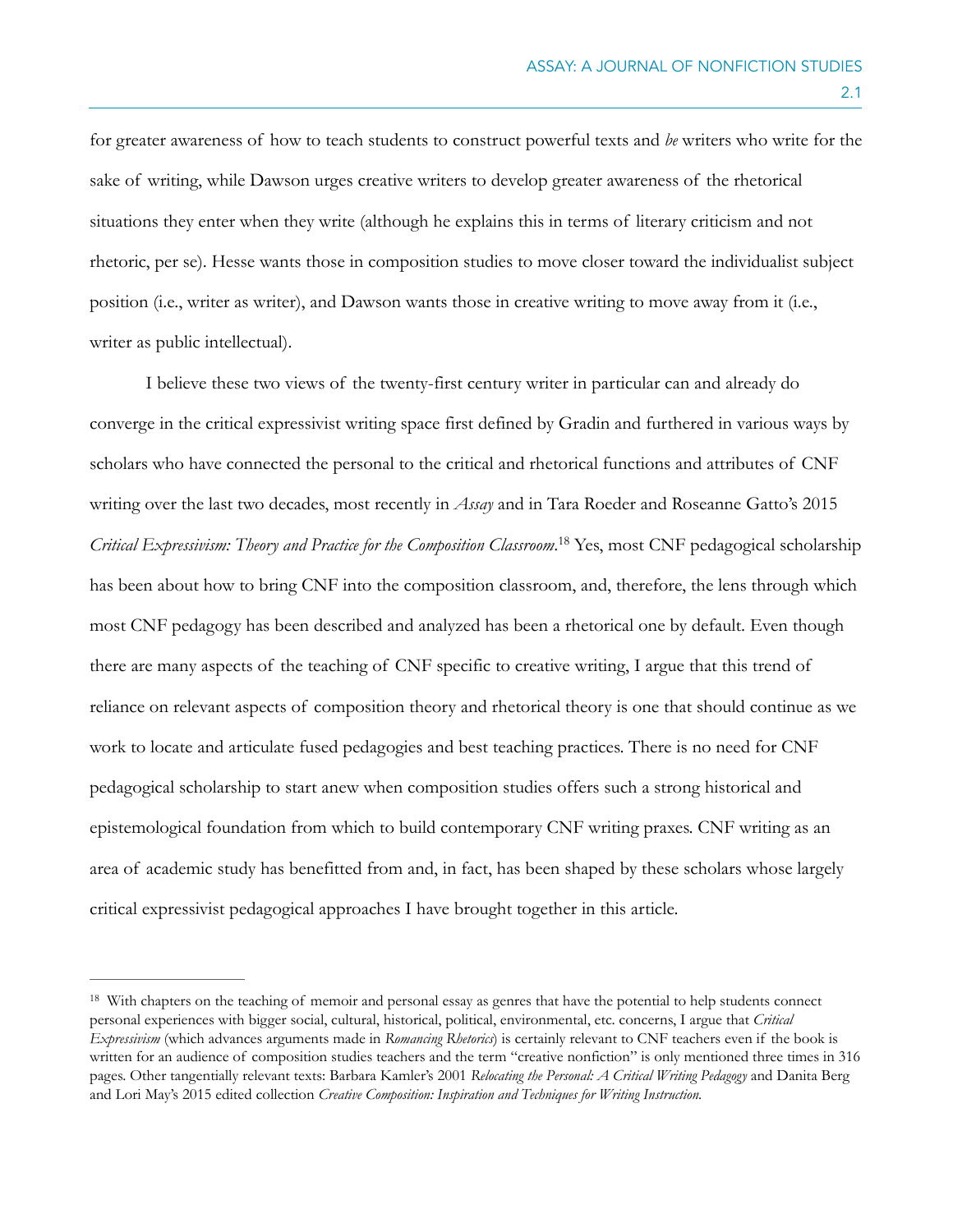for greater awareness of how to teach students to construct powerful texts and *be* writers who write for the sake of writing, while Dawson urges creative writers to develop greater awareness of the rhetorical situations they enter when they write (although he explains this in terms of literary criticism and not rhetoric, per se). Hesse wants those in composition studies to move closer toward the individualist subject position (i.e., writer as writer), and Dawson wants those in creative writing to move away from it (i.e., writer as public intellectual).

I believe these two views of the twenty-first century writer in particular can and already do converge in the critical expressivist writing space first defined by Gradin and furthered in various ways by scholars who have connected the personal to the critical and rhetorical functions and attributes of CNF writing over the last two decades, most recently in *Assay* and in Tara Roeder and Roseanne Gatto's 2015 *Critical Expressivism: Theory and Practice for the Composition Classroom*.[18] Yes, most CNF pedagogical scholarship has been about how to bring CNF into the composition classroom, and, therefore, the lens through which most CNF pedagogy has been described and analyzed has been a rhetorical one by default. Even though there are many aspects of the teaching of CNF specific to creative writing, I argue that this trend of reliance on relevant aspects of composition theory and rhetorical theory is one that should continue as we work to locate and articulate fused pedagogies and best teaching practices. There is no need for CNF pedagogical scholarship to start anew when composition studies offers such a strong historical and epistemological foundation from which to build contemporary CNF writing praxes. CNF writing as an area of academic study has benefitted from and, in fact, has been shaped by these scholars whose largely critical expressivist pedagogical approaches I have brought together in this article.

---

[18] With chapters on the teaching of memoir and personal essay as genres that have the potential to help students connect personal experiences with bigger social, cultural, historical, political, environmental, etc. concerns, I argue that *Critical Expressivism* (which advances arguments made in *Romancing Rhetorics*) is certainly relevant to CNF teachers even if the book is written for an audience of composition studies teachers and the term "creative nonfiction" is only mentioned three times in 316 pages. Other tangentially relevant texts: Barbara Kamler's 2001 *Relocating the Personal: A Critical Writing Pedagogy* and Danita Berg and Lori May's 2015 edited collection *Creative Composition: Inspiration and Techniques for Writing Instruction*.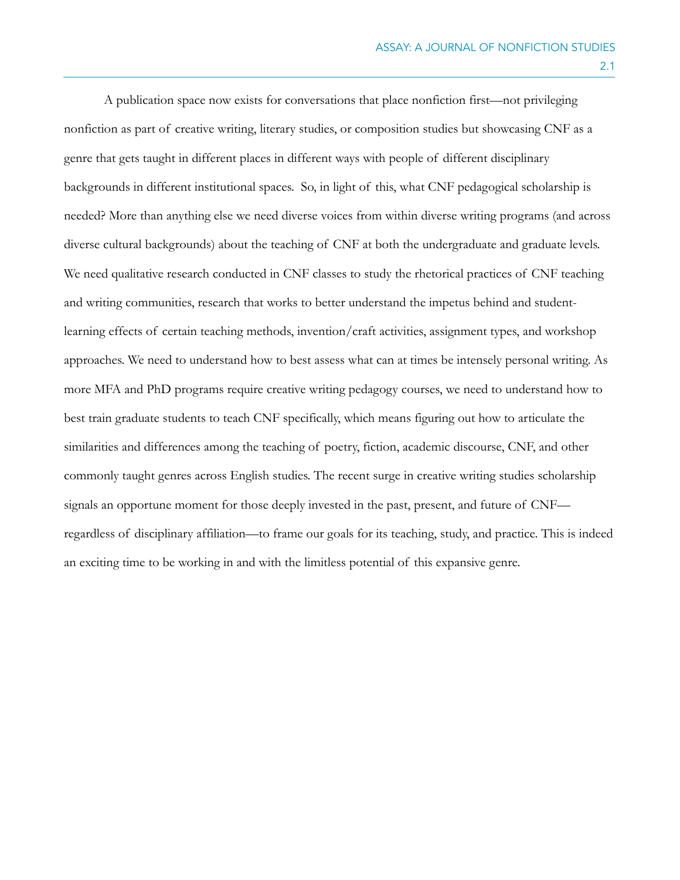A publication space now exists for conversations that place nonfiction first—not privileging nonfiction as part of creative writing, literary studies, or composition studies but showcasing CNF as a genre that gets taught in different places in different ways with people of different disciplinary backgrounds in different institutional spaces. So, in light of this, what CNF pedagogical scholarship is needed? More than anything else we need diverse voices from within diverse writing programs (and across diverse cultural backgrounds) about the teaching of CNF at both the undergraduate and graduate levels. We need qualitative research conducted in CNF classes to study the rhetorical practices of CNF teaching and writing communities, research that works to better understand the impetus behind and student-learning effects of certain teaching methods, invention/craft activities, assignment types, and workshop approaches. We need to understand how to best assess what can at times be intensely personal writing. As more MFA and PhD programs require creative writing pedagogy courses, we need to understand how to best train graduate students to teach CNF specifically, which means figuring out how to articulate the similarities and differences among the teaching of poetry, fiction, academic discourse, CNF, and other commonly taught genres across English studies. The recent surge in creative writing studies scholarship signals an opportune moment for those deeply invested in the past, present, and future of CNF—regardless of disciplinary affiliation—to frame our goals for its teaching, study, and practice. This is indeed an exciting time to be working in and with the limitless potential of this expansive genre.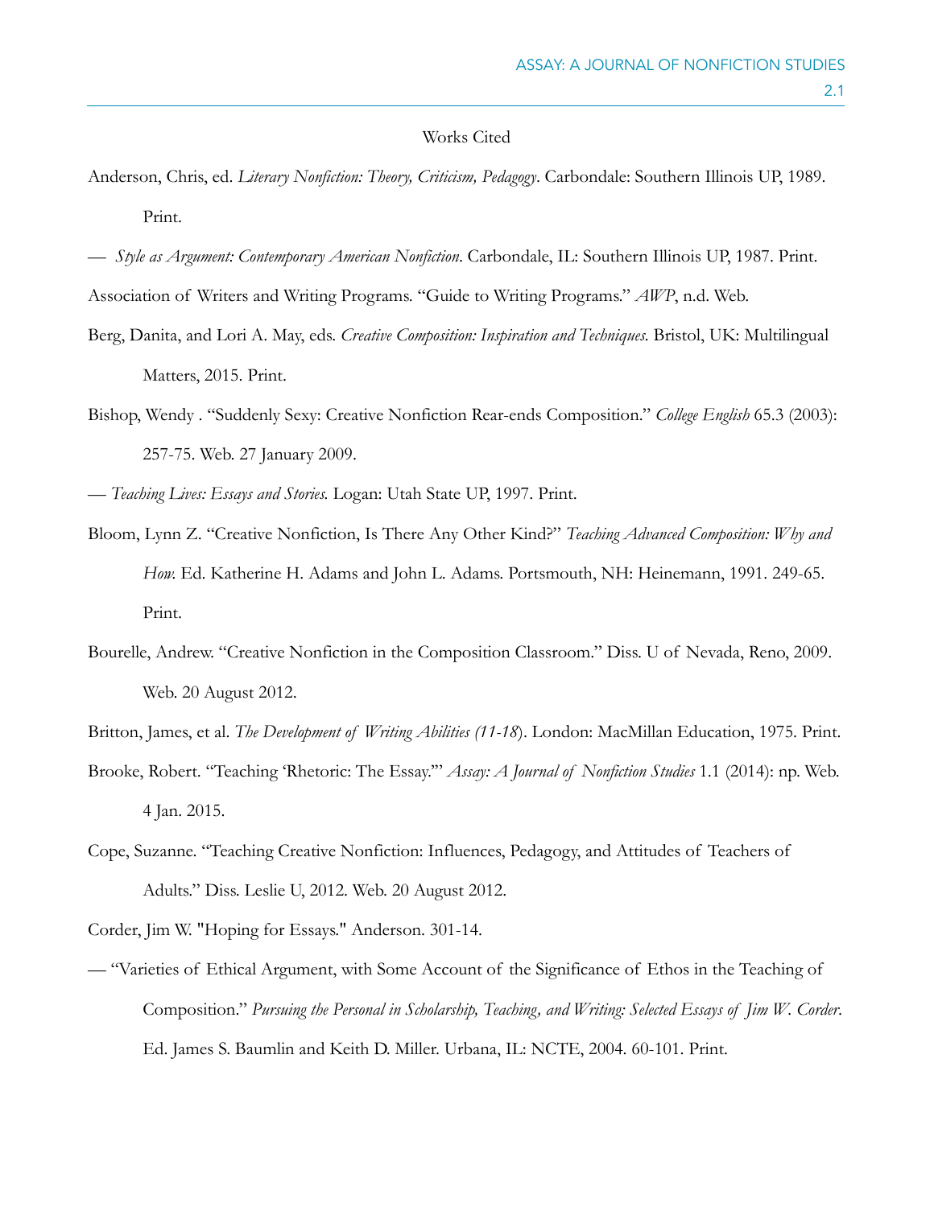Works Cited

Anderson, Chris, ed. *Literary Nonfiction: Theory, Criticism, Pedagogy*. Carbondale: Southern Illinois UP, 1989. Print.

— *Style as Argument: Contemporary American Nonfiction*. Carbondale, IL: Southern Illinois UP, 1987. Print.

Association of Writers and Writing Programs. "Guide to Writing Programs." *AWP*, n.d. Web.

Berg, Danita, and Lori A. May, eds. *Creative Composition: Inspiration and Techniques.* Bristol, UK: Multilingual Matters, 2015. Print.

Bishop, Wendy . "Suddenly Sexy: Creative Nonfiction Rear-ends Composition." *College English* 65.3 (2003): 257-75. Web. 27 January 2009.

— *Teaching Lives: Essays and Stories.* Logan: Utah State UP, 1997. Print.

Bloom, Lynn Z. "Creative Nonfiction, Is There Any Other Kind?" *Teaching Advanced Composition: Why and How.* Ed. Katherine H. Adams and John L. Adams. Portsmouth, NH: Heinemann, 1991. 249-65. Print.

Bourelle, Andrew. "Creative Nonfiction in the Composition Classroom." Diss. U of Nevada, Reno, 2009. Web. 20 August 2012.

Britton, James, et al. *The Development of Writing Abilities (11-18*). London: MacMillan Education, 1975. Print.

Brooke, Robert. "Teaching 'Rhetoric: The Essay.'" *Assay: A Journal of Nonfiction Studies* 1.1 (2014): np. Web. 4 Jan. 2015.

Cope, Suzanne. "Teaching Creative Nonfiction: Influences, Pedagogy, and Attitudes of Teachers of Adults." Diss. Leslie U, 2012. Web. 20 August 2012.

Corder, Jim W. "Hoping for Essays." Anderson. 301-14.

— "Varieties of Ethical Argument, with Some Account of the Significance of Ethos in the Teaching of Composition." *Pursuing the Personal in Scholarship, Teaching, and Writing: Selected Essays of Jim W. Corder*. Ed. James S. Baumlin and Keith D. Miller. Urbana, IL: NCTE, 2004. 60-101. Print.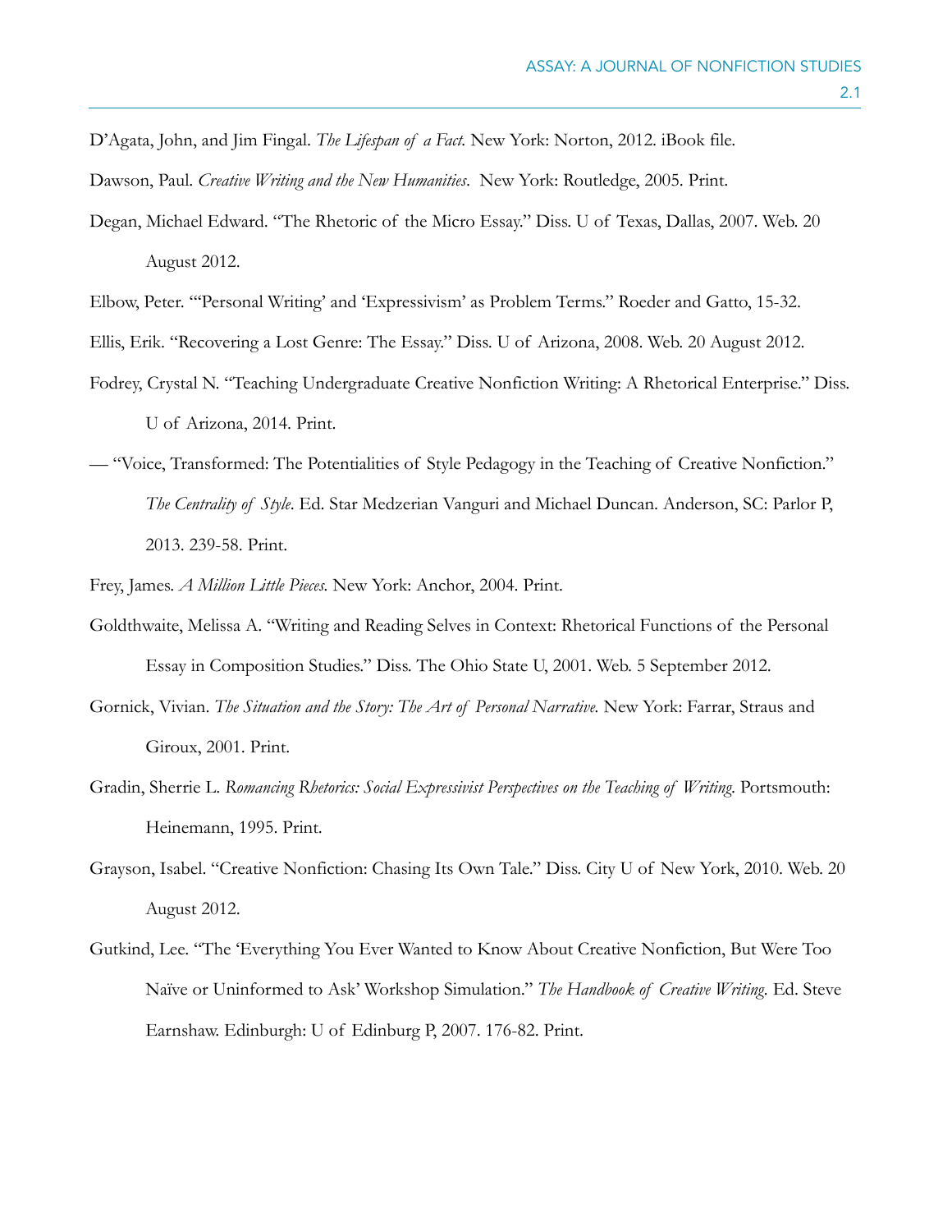D'Agata, John, and Jim Fingal. *The Lifespan of a Fact.* New York: Norton, 2012. iBook file.

Dawson, Paul. *Creative Writing and the New Humanities*. New York: Routledge, 2005. Print.

Degan, Michael Edward. "The Rhetoric of the Micro Essay." Diss. U of Texas, Dallas, 2007. Web. 20 August 2012.

Elbow, Peter. "'Personal Writing' and 'Expressivism' as Problem Terms." Roeder and Gatto, 15-32.

Ellis, Erik. "Recovering a Lost Genre: The Essay." Diss. U of Arizona, 2008. Web. 20 August 2012.

Fodrey, Crystal N. "Teaching Undergraduate Creative Nonfiction Writing: A Rhetorical Enterprise." Diss. U of Arizona, 2014. Print.

— "Voice, Transformed: The Potentialities of Style Pedagogy in the Teaching of Creative Nonfiction." *The Centrality of Style*. Ed. Star Medzerian Vanguri and Michael Duncan. Anderson, SC: Parlor P, 2013. 239-58. Print.

Frey, James. *A Million Little Pieces.* New York: Anchor, 2004. Print.

Goldthwaite, Melissa A. "Writing and Reading Selves in Context: Rhetorical Functions of the Personal Essay in Composition Studies." Diss. The Ohio State U, 2001. Web. 5 September 2012.

Gornick, Vivian. *The Situation and the Story: The Art of Personal Narrative.* New York: Farrar, Straus and Giroux, 2001. Print.

Gradin, Sherrie L. *Romancing Rhetorics: Social Expressivist Perspectives on the Teaching of Writing.* Portsmouth: Heinemann, 1995. Print.

Grayson, Isabel. "Creative Nonfiction: Chasing Its Own Tale." Diss. City U of New York, 2010. Web. 20 August 2012.

Gutkind, Lee. "The 'Everything You Ever Wanted to Know About Creative Nonfiction, But Were Too Naïve or Uninformed to Ask' Workshop Simulation." *The Handbook of Creative Writing.* Ed. Steve Earnshaw. Edinburgh: U of Edinburg P, 2007. 176-82. Print.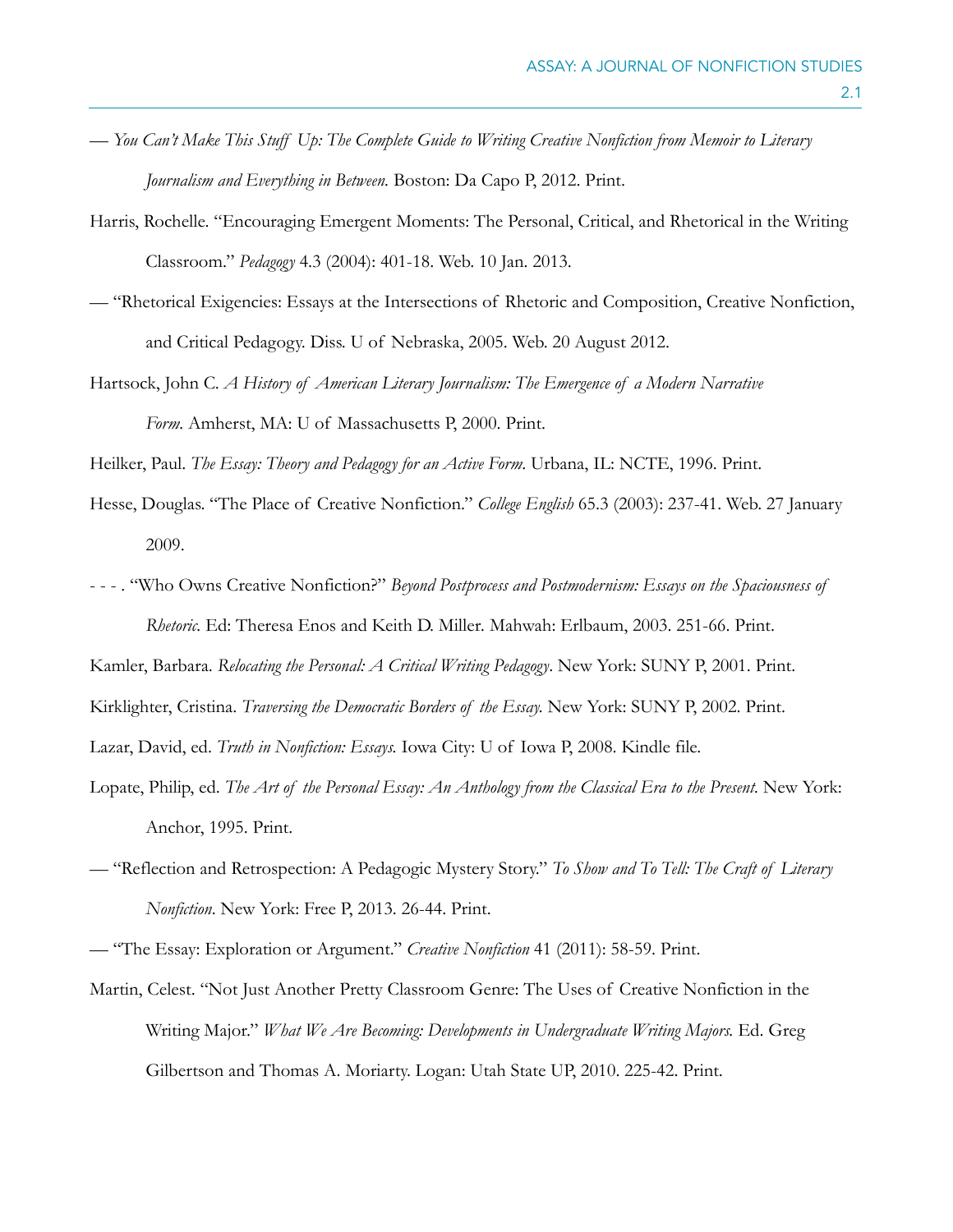— *You Can't Make This Stuff Up: The Complete Guide to Writing Creative Nonfiction from Memoir to Literary Journalism and Everything in Between.* Boston: Da Capo P, 2012. Print.

Harris, Rochelle. "Encouraging Emergent Moments: The Personal, Critical, and Rhetorical in the Writing Classroom." *Pedagogy* 4.3 (2004): 401-18. Web. 10 Jan. 2013.

— "Rhetorical Exigencies: Essays at the Intersections of Rhetoric and Composition, Creative Nonfiction, and Critical Pedagogy. Diss. U of Nebraska, 2005. Web. 20 August 2012.

Hartsock, John C. *A History of American Literary Journalism: The Emergence of a Modern Narrative Form.* Amherst, MA: U of Massachusetts P, 2000. Print.

Heilker, Paul. *The Essay: Theory and Pedagogy for an Active Form.* Urbana, IL: NCTE, 1996. Print.

Hesse, Douglas. "The Place of Creative Nonfiction." *College English* 65.3 (2003): 237-41. Web. 27 January 2009.

- - - . "Who Owns Creative Nonfiction?" *Beyond Postprocess and Postmodernism: Essays on the Spaciousness of Rhetoric.* Ed: Theresa Enos and Keith D. Miller. Mahwah: Erlbaum, 2003. 251-66. Print.

Kamler, Barbara. *Relocating the Personal: A Critical Writing Pedagogy*. New York: SUNY P, 2001. Print.

Kirklighter, Cristina. *Traversing the Democratic Borders of the Essay.* New York: SUNY P, 2002. Print.

Lazar, David, ed. *Truth in Nonfiction: Essays.* Iowa City: U of Iowa P, 2008. Kindle file.

Lopate, Philip, ed. *The Art of the Personal Essay: An Anthology from the Classical Era to the Present.* New York: Anchor, 1995. Print.

— "Reflection and Retrospection: A Pedagogic Mystery Story." *To Show and To Tell: The Craft of Literary Nonfiction*. New York: Free P, 2013. 26-44. Print.

— "The Essay: Exploration or Argument." *Creative Nonfiction* 41 (2011): 58-59. Print.

Martin, Celest. "Not Just Another Pretty Classroom Genre: The Uses of Creative Nonfiction in the Writing Major." *What We Are Becoming: Developments in Undergraduate Writing Majors.* Ed. Greg Gilbertson and Thomas A. Moriarty. Logan: Utah State UP, 2010. 225-42. Print.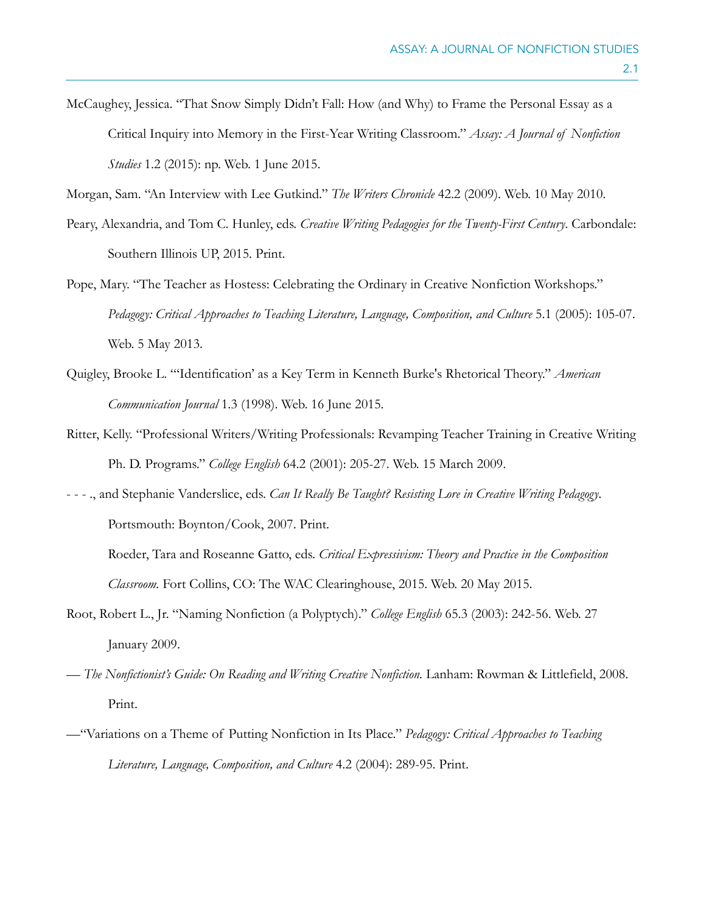McCaughey, Jessica. "That Snow Simply Didn't Fall: How (and Why) to Frame the Personal Essay as a Critical Inquiry into Memory in the First-Year Writing Classroom." *Assay: A Journal of Nonfiction Studies* 1.2 (2015): np. Web. 1 June 2015.

Morgan, Sam. "An Interview with Lee Gutkind." *The Writers Chronicle* 42.2 (2009). Web. 10 May 2010.

Peary, Alexandria, and Tom C. Hunley, eds. *Creative Writing Pedagogies for the Twenty-First Century*. Carbondale: Southern Illinois UP, 2015. Print.

Pope, Mary. "The Teacher as Hostess: Celebrating the Ordinary in Creative Nonfiction Workshops." *Pedagogy: Critical Approaches to Teaching Literature, Language, Composition, and Culture* 5.1 (2005): 105-07. Web. 5 May 2013.

Quigley, Brooke L. "'Identification' as a Key Term in Kenneth Burke's Rhetorical Theory." *American Communication Journal* 1.3 (1998). Web. 16 June 2015.

Ritter, Kelly. "Professional Writers/Writing Professionals: Revamping Teacher Training in Creative Writing Ph. D. Programs." *College English* 64.2 (2001): 205-27. Web. 15 March 2009.

- - - ., and Stephanie Vanderslice, eds. *Can It Really Be Taught? Resisting Lore in Creative Writing Pedagogy*. Portsmouth: Boynton/Cook, 2007. Print.

Roeder, Tara and Roseanne Gatto, eds. *Critical Expressivism: Theory and Practice in the Composition Classroom.* Fort Collins, CO: The WAC Clearinghouse, 2015. Web. 20 May 2015.

Root, Robert L., Jr. "Naming Nonfiction (a Polyptych)." *College English* 65.3 (2003): 242-56. Web. 27 January 2009.

— *The Nonfictionist's Guide: On Reading and Writing Creative Nonfiction.* Lanham: Rowman & Littlefield, 2008. Print.

—"Variations on a Theme of Putting Nonfiction in Its Place." *Pedagogy: Critical Approaches to Teaching Literature, Language, Composition, and Culture* 4.2 (2004): 289-95. Print.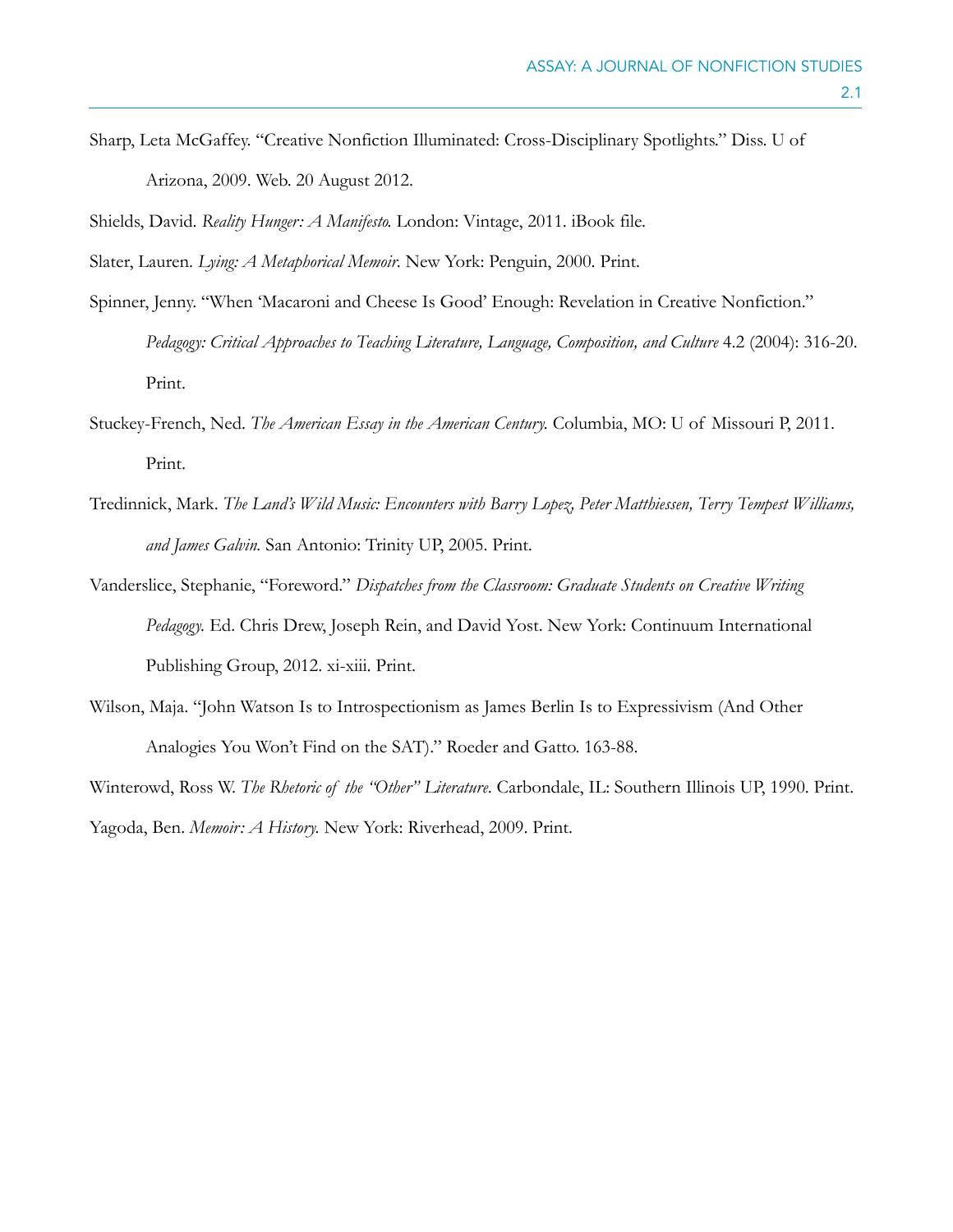Sharp, Leta McGaffey. "Creative Nonfiction Illuminated: Cross-Disciplinary Spotlights." Diss. U of Arizona, 2009. Web. 20 August 2012.

Shields, David. *Reality Hunger: A Manifesto.* London: Vintage, 2011. iBook file.

Slater, Lauren. *Lying: A Metaphorical Memoir*. New York: Penguin, 2000. Print.

Spinner, Jenny. "When 'Macaroni and Cheese Is Good' Enough: Revelation in Creative Nonfiction." *Pedagogy: Critical Approaches to Teaching Literature, Language, Composition, and Culture* 4.2 (2004): 316-20. Print.

Stuckey-French, Ned. *The American Essay in the American Century.* Columbia, MO: U of Missouri P, 2011. Print.

Tredinnick, Mark. *The Land's Wild Music: Encounters with Barry Lopez, Peter Matthiessen, Terry Tempest Williams, and James Galvin.* San Antonio: Trinity UP, 2005. Print.

Vanderslice, Stephanie, "Foreword." *Dispatches from the Classroom: Graduate Students on Creative Writing Pedagogy.* Ed. Chris Drew, Joseph Rein, and David Yost. New York: Continuum International Publishing Group, 2012. xi-xiii. Print.

Wilson, Maja. "John Watson Is to Introspectionism as James Berlin Is to Expressivism (And Other Analogies You Won't Find on the SAT)." Roeder and Gatto. 163-88.

Winterowd, Ross W. *The Rhetoric of the "Other" Literature.* Carbondale, IL: Southern Illinois UP, 1990. Print.

Yagoda, Ben. *Memoir: A History.* New York: Riverhead, 2009. Print.